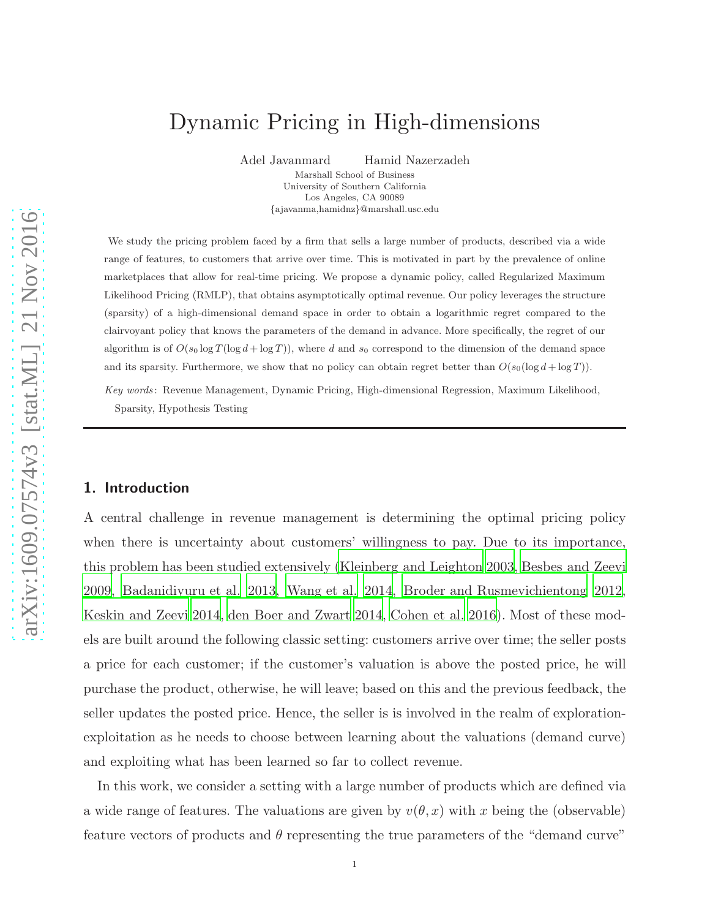# Dynamic Pricing in High-dimensions

Adel Javanmard  Hamid Nazerzadeh

Marshall School of Business
University of Southern California
Los Angeles, CA 90089
{ajavanma,hamidnz}@marshall.usc.edu

We study the pricing problem faced by a firm that sells a large number of products, described via a wide range of features, to customers that arrive over time. This is motivated in part by the prevalence of online marketplaces that allow for real-time pricing. We propose a dynamic policy, called Regularized Maximum Likelihood Pricing (RMLP), that obtains asymptotically optimal revenue. Our policy leverages the structure (sparsity) of a high-dimensional demand space in order to obtain a logarithmic regret compared to the clairvoyant policy that knows the parameters of the demand in advance. More specifically, the regret of our algorithm is of $O(s_0 \log T(\log d + \log T))$, where $d$ and $s_0$ correspond to the dimension of the demand space and its sparsity. Furthermore, we show that no policy can obtain regret better than $O(s_0(\log d + \log T))$.

*Key words*: Revenue Management, Dynamic Pricing, High-dimensional Regression, Maximum Likelihood, Sparsity, Hypothesis Testing

## 1. Introduction

A central challenge in revenue management is determining the optimal pricing policy when there is uncertainty about customers' willingness to pay. Due to its importance, this problem has been studied extensively (Kleinberg and Leighton 2003, Besbes and Zeevi 2009, Badanidiyuru et al. 2013, Wang et al. 2014, Broder and Rusmevichientong 2012, Keskin and Zeevi 2014, den Boer and Zwart 2014, Cohen et al. 2016). Most of these models are built around the following classic setting: customers arrive over time; the seller posts a price for each customer; if the customer's valuation is above the posted price, he will purchase the product, otherwise, he will leave; based on this and the previous feedback, the seller updates the posted price. Hence, the seller is is involved in the realm of exploration-exploitation as he needs to choose between learning about the valuations (demand curve) and exploiting what has been learned so far to collect revenue.

In this work, we consider a setting with a large number of products which are defined via a wide range of features. The valuations are given by $v(\theta, x)$ with $x$ being the (observable) feature vectors of products and $\theta$ representing the true parameters of the "demand curve"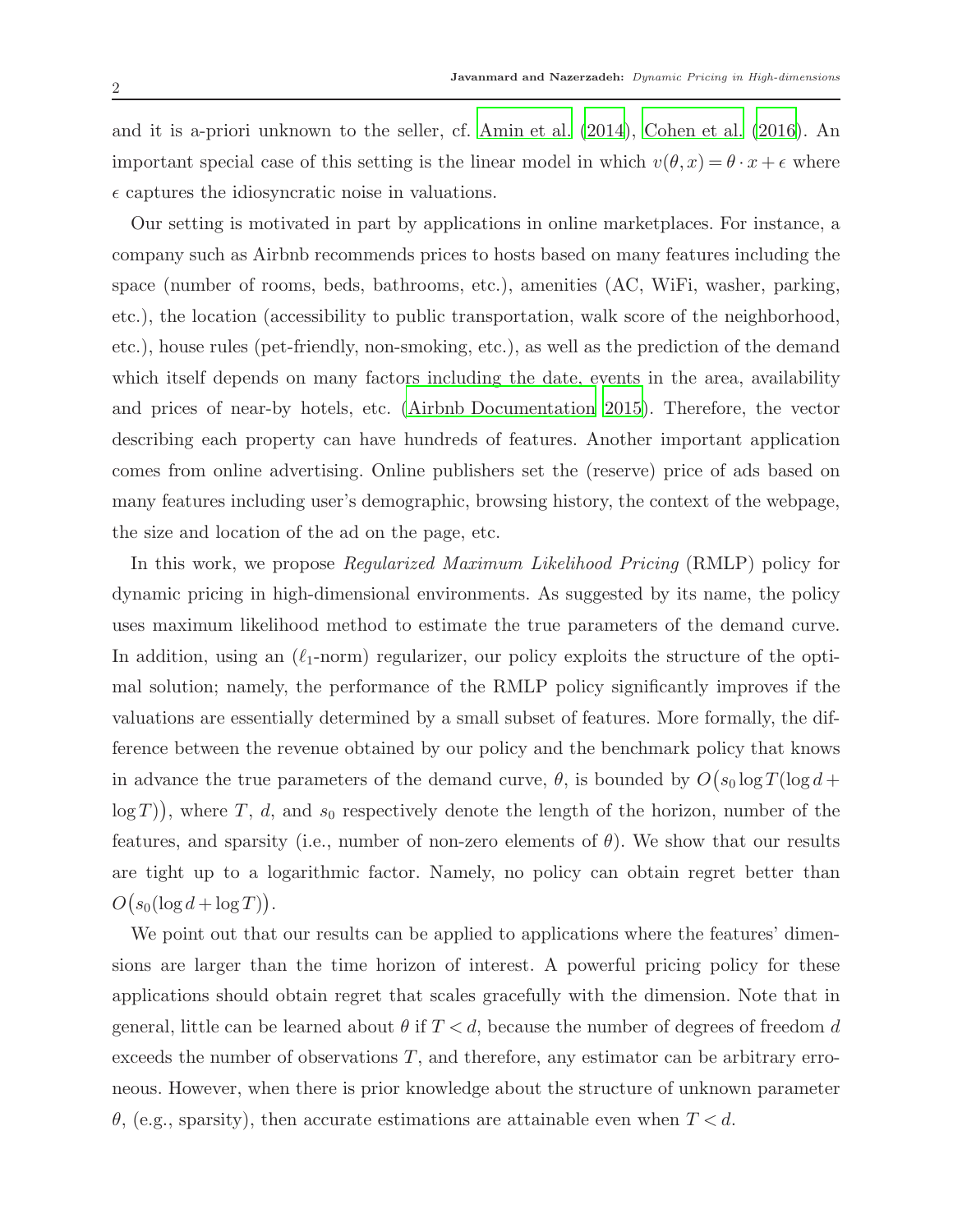and it is a-priori unknown to the seller, cf. Amin et al. (2014), Cohen et al. (2016). An important special case of this setting is the linear model in which $v(\theta, x) = \theta \cdot x + \epsilon$ where $\epsilon$ captures the idiosyncratic noise in valuations.

Our setting is motivated in part by applications in online marketplaces. For instance, a company such as Airbnb recommends prices to hosts based on many features including the space (number of rooms, beds, bathrooms, etc.), amenities (AC, WiFi, washer, parking, etc.), the location (accessibility to public transportation, walk score of the neighborhood, etc.), house rules (pet-friendly, non-smoking, etc.), as well as the prediction of the demand which itself depends on many factors including the date, events in the area, availability and prices of near-by hotels, etc. (Airbnb Documentation 2015). Therefore, the vector describing each property can have hundreds of features. Another important application comes from online advertising. Online publishers set the (reserve) price of ads based on many features including user's demographic, browsing history, the context of the webpage, the size and location of the ad on the page, etc.

In this work, we propose *Regularized Maximum Likelihood Pricing* (RMLP) policy for dynamic pricing in high-dimensional environments. As suggested by its name, the policy uses maximum likelihood method to estimate the true parameters of the demand curve. In addition, using an ($\ell_1$-norm) regularizer, our policy exploits the structure of the optimal solution; namely, the performance of the RMLP policy significantly improves if the valuations are essentially determined by a small subset of features. More formally, the difference between the revenue obtained by our policy and the benchmark policy that knows in advance the true parameters of the demand curve, $\theta$, is bounded by $O\big(s_0 \log T(\log d + \log T)\big)$, where $T$, $d$, and $s_0$ respectively denote the length of the horizon, number of the features, and sparsity (i.e., number of non-zero elements of $\theta$). We show that our results are tight up to a logarithmic factor. Namely, no policy can obtain regret better than $O\big(s_0(\log d + \log T)\big)$.

We point out that our results can be applied to applications where the features' dimensions are larger than the time horizon of interest. A powerful pricing policy for these applications should obtain regret that scales gracefully with the dimension. Note that in general, little can be learned about $\theta$ if $T < d$, because the number of degrees of freedom $d$ exceeds the number of observations $T$, and therefore, any estimator can be arbitrary erroneous. However, when there is prior knowledge about the structure of unknown parameter $\theta$, (e.g., sparsity), then accurate estimations are attainable even when $T < d$.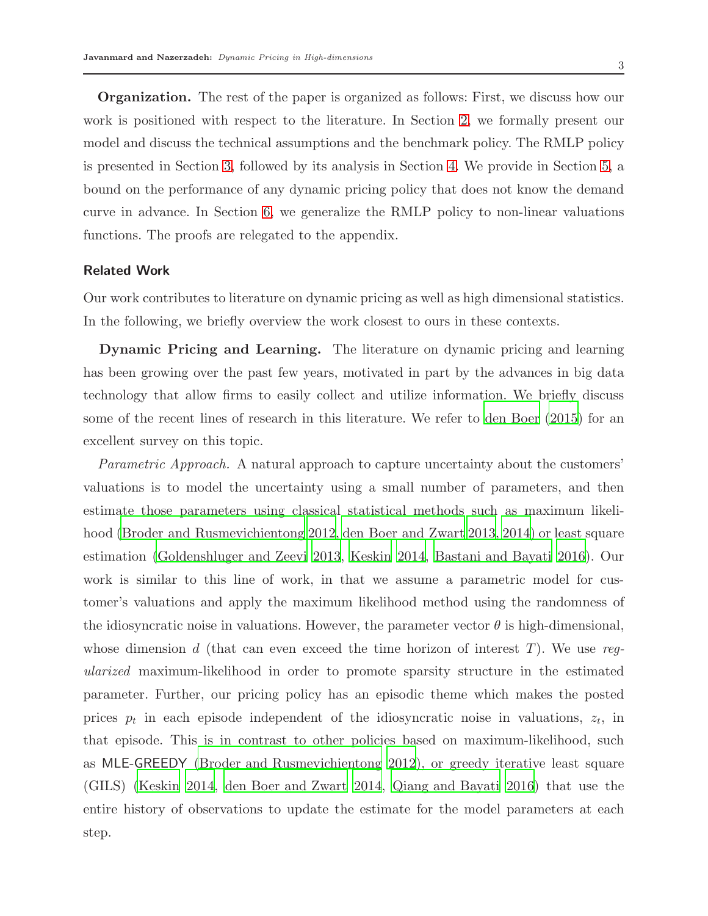**Organization.** The rest of the paper is organized as follows: First, we discuss how our work is positioned with respect to the literature. In Section 2, we formally present our model and discuss the technical assumptions and the benchmark policy. The RMLP policy is presented in Section 3, followed by its analysis in Section 4. We provide in Section 5, a bound on the performance of any dynamic pricing policy that does not know the demand curve in advance. In Section 6, we generalize the RMLP policy to non-linear valuations functions. The proofs are relegated to the appendix.

## Related Work

Our work contributes to literature on dynamic pricing as well as high dimensional statistics. In the following, we briefly overview the work closest to ours in these contexts.

**Dynamic Pricing and Learning.** The literature on dynamic pricing and learning has been growing over the past few years, motivated in part by the advances in big data technology that allow firms to easily collect and utilize information. We briefly discuss some of the recent lines of research in this literature. We refer to den Boer (2015) for an excellent survey on this topic.

*Parametric Approach.* A natural approach to capture uncertainty about the customers' valuations is to model the uncertainty using a small number of parameters, and then estimate those parameters using classical statistical methods such as maximum likelihood (Broder and Rusmevichientong 2012, den Boer and Zwart 2013, 2014) or least square estimation (Goldenshluger and Zeevi 2013, Keskin 2014, Bastani and Bayati 2016). Our work is similar to this line of work, in that we assume a parametric model for customer's valuations and apply the maximum likelihood method using the randomness of the idiosyncratic noise in valuations. However, the parameter vector $\theta$ is high-dimensional, whose dimension $d$ (that can even exceed the time horizon of interest $T$). We use *regularized* maximum-likelihood in order to promote sparsity structure in the estimated parameter. Further, our pricing policy has an episodic theme which makes the posted prices $p_t$ in each episode independent of the idiosyncratic noise in valuations, $z_t$, in that episode. This is in contrast to other policies based on maximum-likelihood, such as MLE-GREEDY (Broder and Rusmevichientong 2012), or greedy iterative least square (GILS) (Keskin 2014, den Boer and Zwart 2014, Qiang and Bayati 2016) that use the entire history of observations to update the estimate for the model parameters at each step.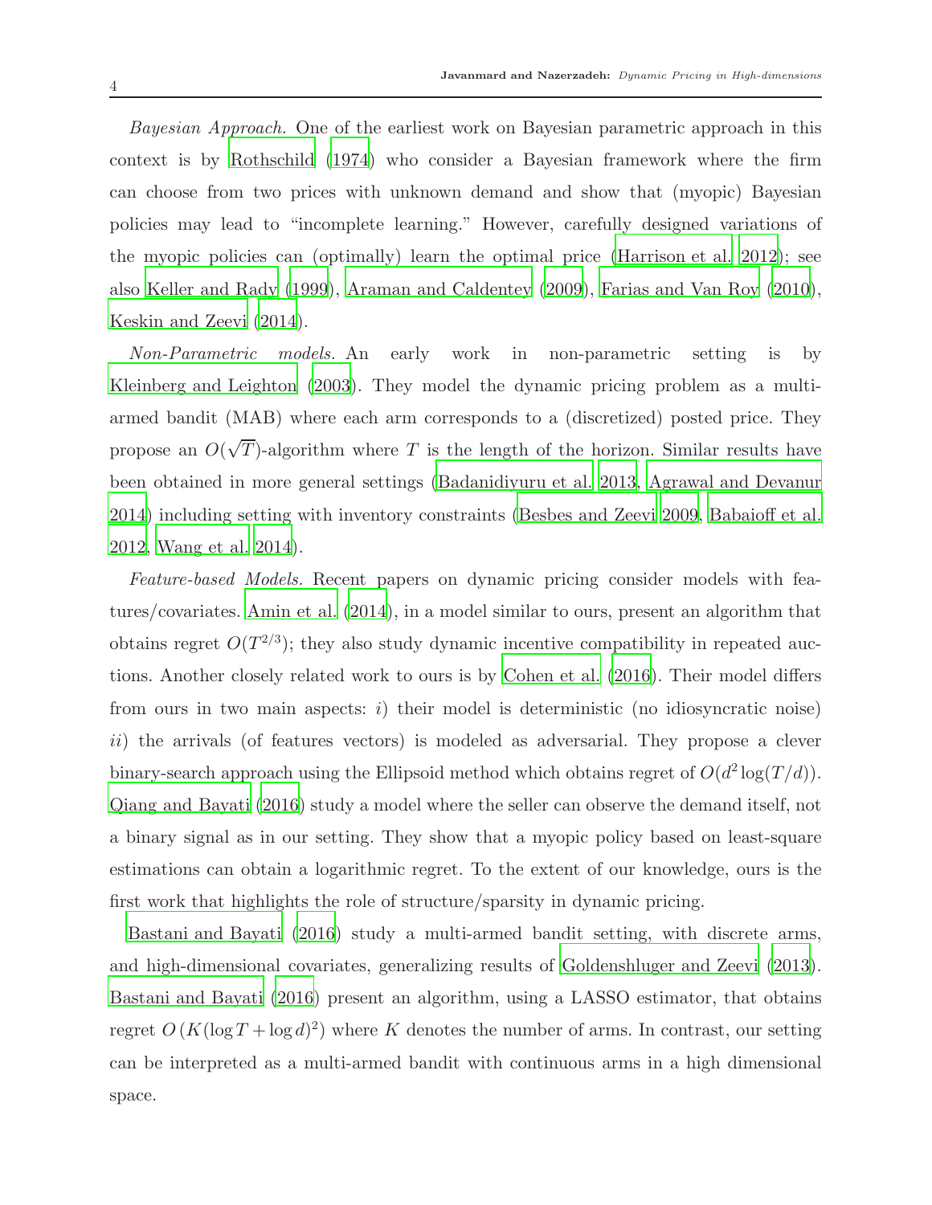*Bayesian Approach.* One of the earliest work on Bayesian parametric approach in this context is by Rothschild (1974) who consider a Bayesian framework where the firm can choose from two prices with unknown demand and show that (myopic) Bayesian policies may lead to "incomplete learning." However, carefully designed variations of the myopic policies can (optimally) learn the optimal price (Harrison et al. 2012); see also Keller and Rady (1999), Araman and Caldentey (2009), Farias and Van Roy (2010), Keskin and Zeevi (2014).

*Non-Parametric models.* An early work in non-parametric setting is by Kleinberg and Leighton (2003). They model the dynamic pricing problem as a multi-armed bandit (MAB) where each arm corresponds to a (discretized) posted price. They propose an $O(\sqrt{T})$-algorithm where $T$ is the length of the horizon. Similar results have been obtained in more general settings (Badanidiyuru et al. 2013, Agrawal and Devanur 2014) including setting with inventory constraints (Besbes and Zeevi 2009, Babaioff et al. 2012, Wang et al. 2014).

*Feature-based Models.* Recent papers on dynamic pricing consider models with features/covariates. Amin et al. (2014), in a model similar to ours, present an algorithm that obtains regret $O(T^{2/3})$; they also study dynamic incentive compatibility in repeated auctions. Another closely related work to ours is by Cohen et al. (2016). Their model differs from ours in two main aspects: *i*) their model is deterministic (no idiosyncratic noise) *ii*) the arrivals (of features vectors) is modeled as adversarial. They propose a clever binary-search approach using the Ellipsoid method which obtains regret of $O(d^2 \log(T/d))$. Qiang and Bayati (2016) study a model where the seller can observe the demand itself, not a binary signal as in our setting. They show that a myopic policy based on least-square estimations can obtain a logarithmic regret. To the extent of our knowledge, ours is the first work that highlights the role of structure/sparsity in dynamic pricing.

Bastani and Bayati (2016) study a multi-armed bandit setting, with discrete arms, and high-dimensional covariates, generalizing results of Goldenshluger and Zeevi (2013). Bastani and Bayati (2016) present an algorithm, using a LASSO estimator, that obtains regret $O\left(K(\log T + \log d)^2\right)$ where $K$ denotes the number of arms. In contrast, our setting can be interpreted as a multi-armed bandit with continuous arms in a high dimensional space.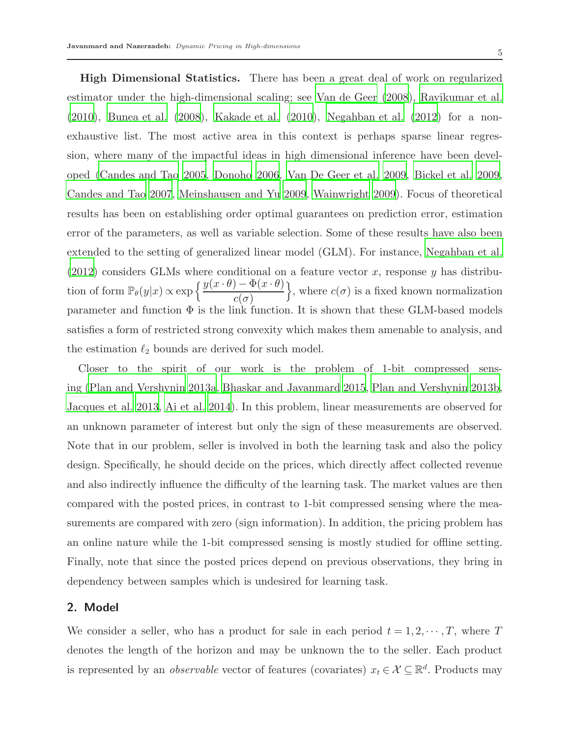**High Dimensional Statistics.** There has been a great deal of work on regularized estimator under the high-dimensional scaling; see Van de Geer (2008), Ravikumar et al. (2010), Bunea et al. (2008), Kakade et al. (2010), Negahban et al. (2012) for a non-exhaustive list. The most active area in this context is perhaps sparse linear regression, where many of the impactful ideas in high dimensional inference have been developed (Candes and Tao 2005, Donoho 2006, Van De Geer et al. 2009, Bickel et al. 2009, Candes and Tao 2007, Meinshausen and Yu 2009, Wainwright 2009). Focus of theoretical results has been on establishing order optimal guarantees on prediction error, estimation error of the parameters, as well as variable selection. Some of these results have also been extended to the setting of generalized linear model (GLM). For instance, Negahban et al. (2012) considers GLMs where conditional on a feature vector $x$, response $y$ has distribution of form $\mathbb{P}_\theta(y|x) \propto \exp\left\{\frac{y(x\cdot\theta) - \Phi(x\cdot\theta)}{c(\sigma)}\right\}$, where $c(\sigma)$ is a fixed known normalization parameter and function $\Phi$ is the link function. It is shown that these GLM-based models satisfies a form of restricted strong convexity which makes them amenable to analysis, and the estimation $\ell_2$ bounds are derived for such model.

Closer to the spirit of our work is the problem of 1-bit compressed sensing (Plan and Vershynin 2013a, Bhaskar and Javanmard 2015, Plan and Vershynin 2013b, Jacques et al. 2013, Ai et al. 2014). In this problem, linear measurements are observed for an unknown parameter of interest but only the sign of these measurements are observed. Note that in our problem, seller is involved in both the learning task and also the policy design. Specifically, he should decide on the prices, which directly affect collected revenue and also indirectly influence the difficulty of the learning task. The market values are then compared with the posted prices, in contrast to 1-bit compressed sensing where the measurements are compared with zero (sign information). In addition, the pricing problem has an online nature while the 1-bit compressed sensing is mostly studied for offline setting. Finally, note that since the posted prices depend on previous observations, they bring in dependency between samples which is undesired for learning task.

## 2. Model

We consider a seller, who has a product for sale in each period $t = 1, 2, \cdots, T$, where $T$ denotes the length of the horizon and may be unknown the to the seller. Each product is represented by an *observable* vector of features (covariates) $x_t \in \mathcal{X} \subseteq \mathbb{R}^d$. Products may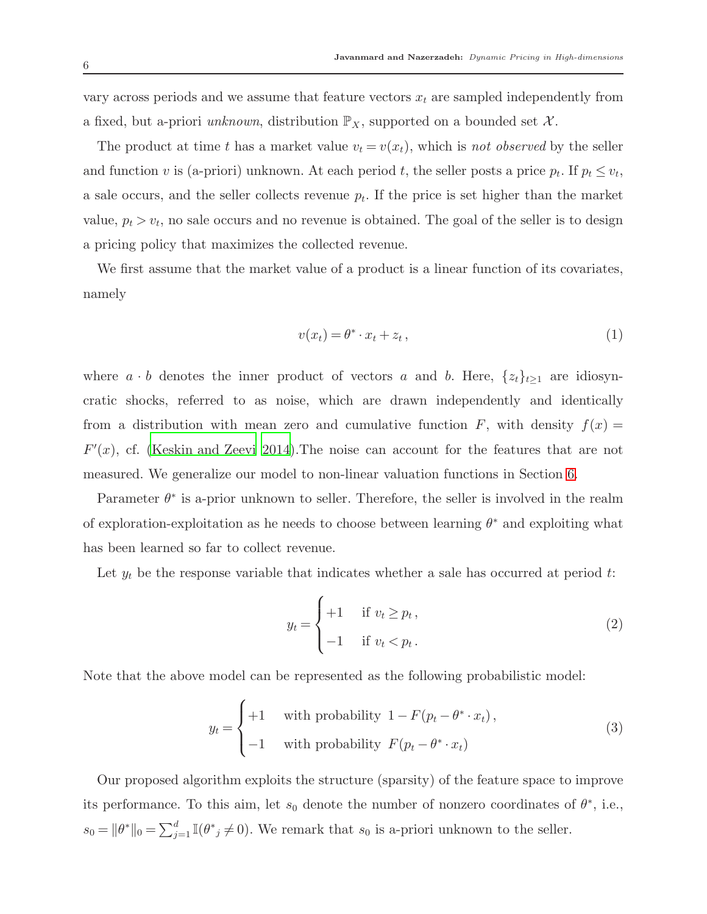vary across periods and we assume that feature vectors $x_t$ are sampled independently from a fixed, but a-priori *unknown*, distribution $\mathbb{P}_X$, supported on a bounded set $\mathcal{X}$.

The product at time $t$ has a market value $v_t = v(x_t)$, which is *not observed* by the seller and function $v$ is (a-priori) unknown. At each period $t$, the seller posts a price $p_t$. If $p_t \le v_t$, a sale occurs, and the seller collects revenue $p_t$. If the price is set higher than the market value, $p_t > v_t$, no sale occurs and no revenue is obtained. The goal of the seller is to design a pricing policy that maximizes the collected revenue.

We first assume that the market value of a product is a linear function of its covariates, namely

$$v(x_t) = \theta^* \cdot x_t + z_t \,, \tag{1}$$

where $a \cdot b$ denotes the inner product of vectors $a$ and $b$. Here, $\{z_t\}_{t\ge 1}$ are idiosyncratic shocks, referred to as noise, which are drawn independently and identically from a distribution with mean zero and cumulative function $F$, with density $f(x) = F'(x)$, cf. (Keskin and Zeevi 2014).The noise can account for the features that are not measured. We generalize our model to non-linear valuation functions in Section 6.

Parameter $\theta^*$ is a-prior unknown to seller. Therefore, the seller is involved in the realm of exploration-exploitation as he needs to choose between learning $\theta^*$ and exploiting what has been learned so far to collect revenue.

Let $y_t$ be the response variable that indicates whether a sale has occurred at period $t$:

$$y_t = \begin{cases} +1 & \text{if } v_t \ge p_t \,, \\ -1 & \text{if } v_t < p_t \,. \end{cases} \tag{2}$$

Note that the above model can be represented as the following probabilistic model:

$$y_t = \begin{cases} +1 & \text{with probability } \; 1 - F(p_t - \theta^* \cdot x_t) \,, \\ -1 & \text{with probability } \; F(p_t - \theta^* \cdot x_t) \end{cases} \tag{3}$$

Our proposed algorithm exploits the structure (sparsity) of the feature space to improve its performance. To this aim, let $s_0$ denote the number of nonzero coordinates of $\theta^*$, i.e., $s_0 = \|\theta^*\|_0 = \sum_{j=1}^d \mathbb{I}({\theta^*}_j \neq 0)$. We remark that $s_0$ is a-priori unknown to the seller.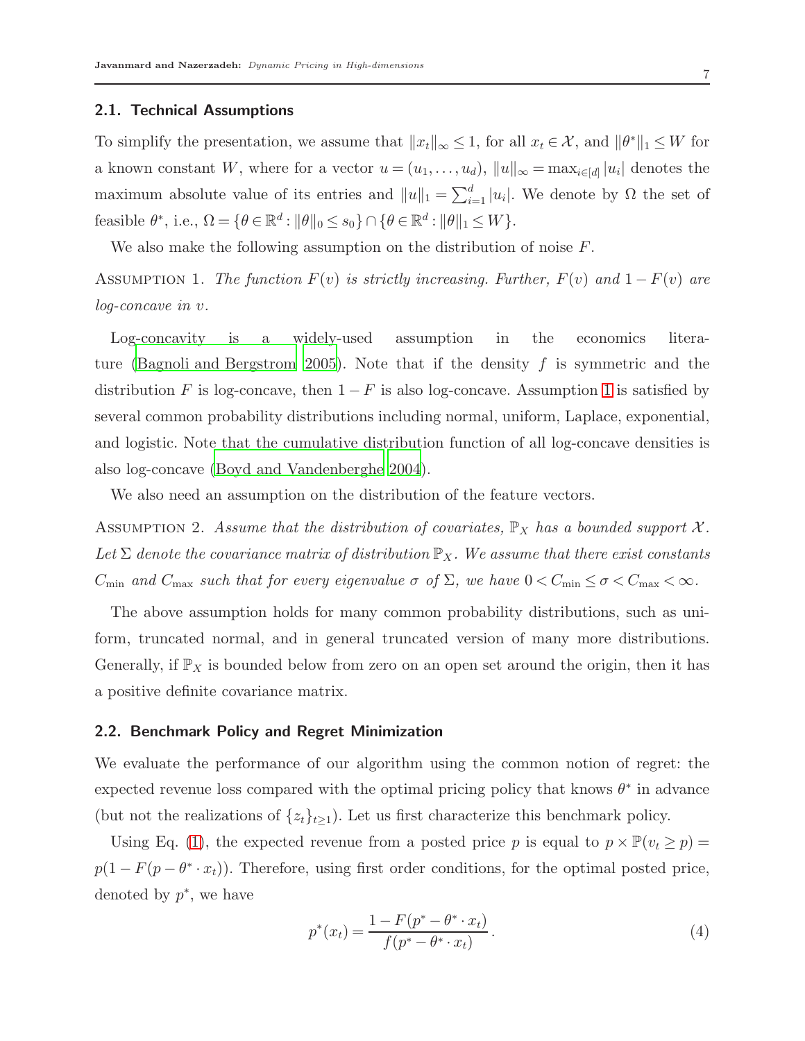### 2.1. Technical Assumptions

To simplify the presentation, we assume that $\|x_t\|_\infty \le 1$, for all $x_t \in \mathcal{X}$, and $\|\theta^*\|_1 \le W$ for a known constant $W$, where for a vector $u = (u_1, \dots, u_d)$, $\|u\|_\infty = \max_{i \in [d]} |u_i|$ denotes the maximum absolute value of its entries and $\|u\|_1 = \sum_{i=1}^d |u_i|$. We denote by $\Omega$ the set of feasible $\theta^*$, i.e., $\Omega = \{\theta \in \mathbb{R}^d : \|\theta\|_0 \le s_0\} \cap \{\theta \in \mathbb{R}^d : \|\theta\|_1 \le W\}$.

We also make the following assumption on the distribution of noise $F$.

Assumption 1. *The function $F(v)$ is strictly increasing. Further, $F(v)$ and $1 - F(v)$ are log-concave in $v$.*

Log-concavity is a widely-used assumption in the economics literature (Bagnoli and Bergstrom 2005). Note that if the density $f$ is symmetric and the distribution $F$ is log-concave, then $1 - F$ is also log-concave. Assumption 1 is satisfied by several common probability distributions including normal, uniform, Laplace, exponential, and logistic. Note that the cumulative distribution function of all log-concave densities is also log-concave (Boyd and Vandenberghe 2004).

We also need an assumption on the distribution of the feature vectors.

Assumption 2. *Assume that the distribution of covariates, $\mathbb{P}_X$ has a bounded support $\mathcal{X}$. Let $\Sigma$ denote the covariance matrix of distribution $\mathbb{P}_X$. We assume that there exist constants $C_{\min}$ and $C_{\max}$ such that for every eigenvalue $\sigma$ of $\Sigma$, we have $0 < C_{\min} \le \sigma < C_{\max} < \infty$.*

The above assumption holds for many common probability distributions, such as uniform, truncated normal, and in general truncated version of many more distributions. Generally, if $\mathbb{P}_X$ is bounded below from zero on an open set around the origin, then it has a positive definite covariance matrix.

### 2.2. Benchmark Policy and Regret Minimization

We evaluate the performance of our algorithm using the common notion of regret: the expected revenue loss compared with the optimal pricing policy that knows $\theta^*$ in advance (but not the realizations of $\{z_t\}_{t \ge 1}$). Let us first characterize this benchmark policy.

Using Eq. (1), the expected revenue from a posted price $p$ is equal to $p \times \mathbb{P}(v_t \ge p) = p(1 - F(p - \theta^* \cdot x_t))$. Therefore, using first order conditions, for the optimal posted price, denoted by $p^*$, we have

$$p^*(x_t) = \frac{1 - F(p^* - \theta^* \cdot x_t)}{f(p^* - \theta^* \cdot x_t)} . \tag{4}$$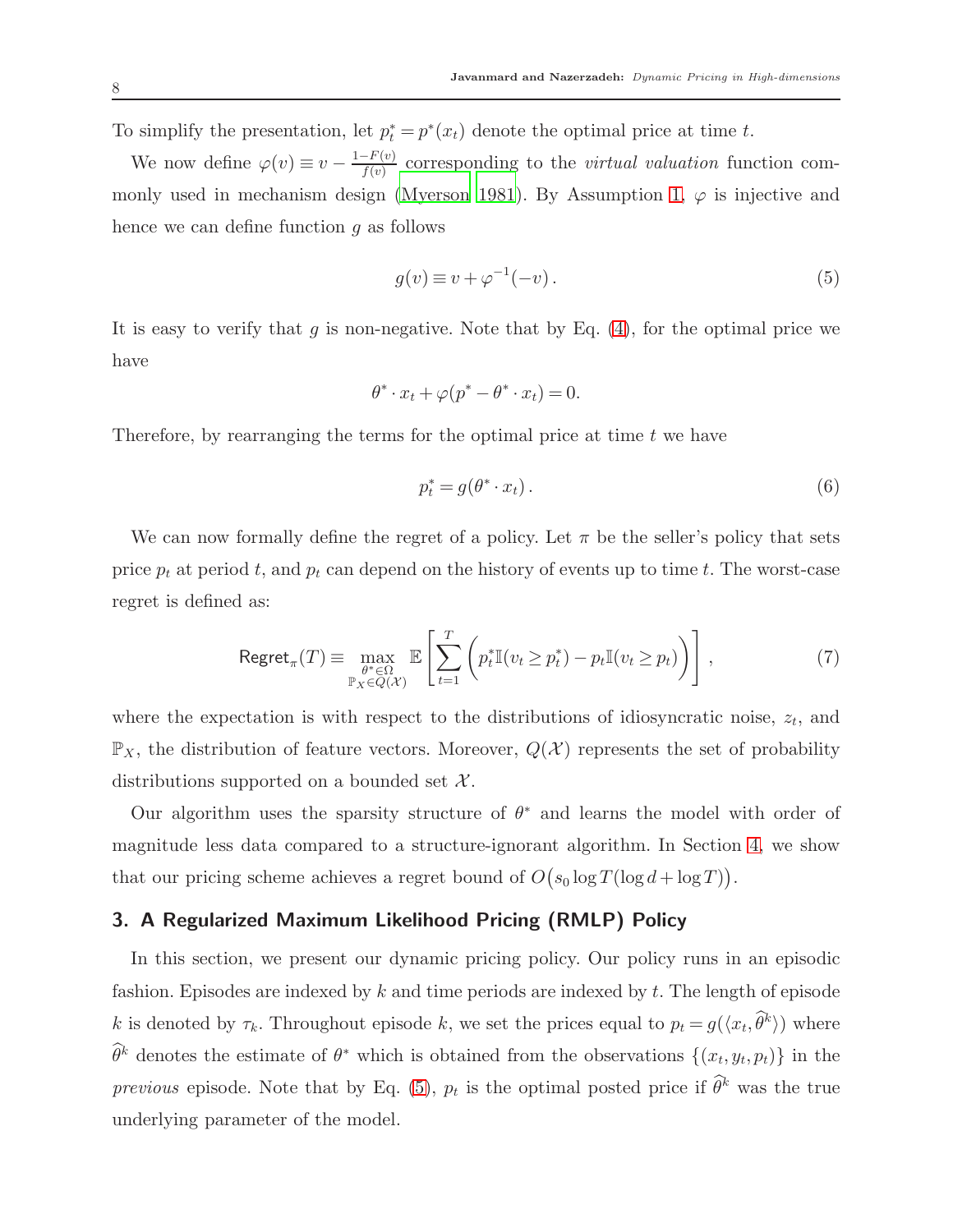To simplify the presentation, let $p_t^* = p^*(x_t)$ denote the optimal price at time $t$.

We now define $\varphi(v) \equiv v - \frac{1-F(v)}{f(v)}$ corresponding to the *virtual valuation* function commonly used in mechanism design (Myerson 1981). By Assumption 1, $\varphi$ is injective and hence we can define function $g$ as follows

$$g(v) \equiv v + \varphi^{-1}(-v)\,. \tag{5}$$

It is easy to verify that $g$ is non-negative. Note that by Eq. (4), for the optimal price we have

$$\theta^* \cdot x_t + \varphi(p^* - \theta^* \cdot x_t) = 0.$$

Therefore, by rearranging the terms for the optimal price at time $t$ we have

$$p_t^* = g(\theta^* \cdot x_t)\,. \tag{6}$$

We can now formally define the regret of a policy. Let $\pi$ be the seller's policy that sets price $p_t$ at period $t$, and $p_t$ can depend on the history of events up to time $t$. The worst-case regret is defined as:

$$\mathsf{Regret}_\pi(T) \equiv \max_{\substack{\theta^* \in \Omega \\ \mathbb{P}_X \in Q(\mathcal{X})}} \mathbb{E}\left[\sum_{t=1}^{T}\left(p_t^* \mathbb{I}(v_t \geq p_t^*) - p_t \mathbb{I}(v_t \geq p_t)\right)\right], \tag{7}$$

where the expectation is with respect to the distributions of idiosyncratic noise, $z_t$, and $\mathbb{P}_X$, the distribution of feature vectors. Moreover, $Q(\mathcal{X})$ represents the set of probability distributions supported on a bounded set $\mathcal{X}$.

Our algorithm uses the sparsity structure of $\theta^*$ and learns the model with order of magnitude less data compared to a structure-ignorant algorithm. In Section 4, we show that our pricing scheme achieves a regret bound of $O\big(s_0 \log T(\log d + \log T)\big)$.

## 3. A Regularized Maximum Likelihood Pricing (RMLP) Policy

In this section, we present our dynamic pricing policy. Our policy runs in an episodic fashion. Episodes are indexed by $k$ and time periods are indexed by $t$. The length of episode $k$ is denoted by $\tau_k$. Throughout episode $k$, we set the prices equal to $p_t = g(\langle x_t, \widehat{\theta}^k\rangle)$ where $\widehat{\theta}^k$ denotes the estimate of $\theta^*$ which is obtained from the observations $\{(x_t, y_t, p_t)\}$ in the *previous* episode. Note that by Eq. (5), $p_t$ is the optimal posted price if $\widehat{\theta}^k$ was the true underlying parameter of the model.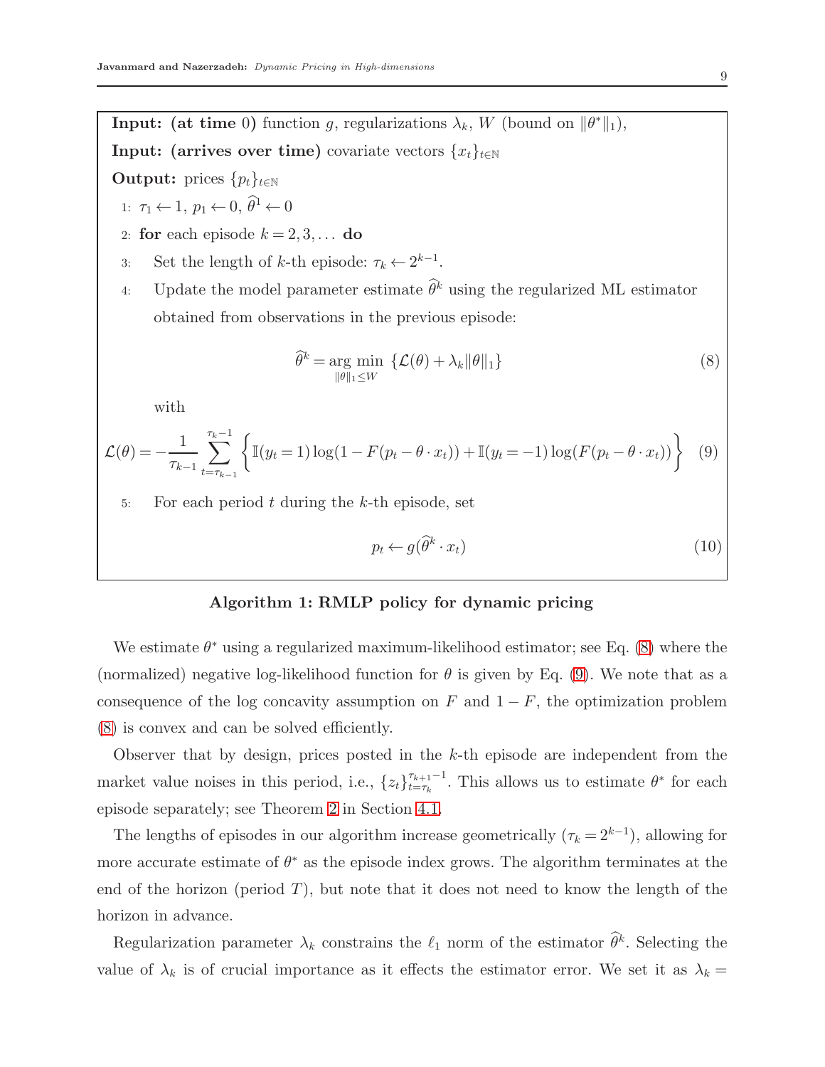**Input: (at time 0)** function $g$, regularizations $\lambda_k$, $W$ (bound on $\|\theta^*\|_1$),

**Input: (arrives over time)** covariate vectors $\{x_t\}_{t\in\mathbb{N}}$

**Output:** prices $\{p_t\}_{t\in\mathbb{N}}$

1: $\tau_1 \leftarrow 1$, $p_1 \leftarrow 0$, $\widehat{\theta}^1 \leftarrow 0$

2: **for** each episode $k = 2, 3, \dots$ **do**

3: Set the length of $k$-th episode: $\tau_k \leftarrow 2^{k-1}$.

4: Update the model parameter estimate $\widehat{\theta}^k$ using the regularized ML estimator obtained from observations in the previous episode:

$$\widehat{\theta}^k = \underset{\|\theta\|_1 \le W}{\arg\min} \; \{\mathcal{L}(\theta) + \lambda_k \|\theta\|_1\} \tag{8}$$

with

$$\mathcal{L}(\theta) = -\frac{1}{\tau_{k-1}} \sum_{t=\tau_{k-1}}^{\tau_k - 1} \Big\{ \mathbb{I}(y_t = 1)\log(1 - F(p_t - \theta\cdot x_t)) + \mathbb{I}(y_t = -1)\log(F(p_t - \theta \cdot x_t)) \Big\} \tag{9}$$

5: For each period $t$ during the $k$-th episode, set

$$p_t \leftarrow g(\widehat{\theta}^k \cdot x_t) \tag{10}$$

**Algorithm 1: RMLP policy for dynamic pricing**

We estimate $\theta^*$ using a regularized maximum-likelihood estimator; see Eq. (8) where the (normalized) negative log-likelihood function for $\theta$ is given by Eq. (9). We note that as a consequence of the log concavity assumption on $F$ and $1-F$, the optimization problem (8) is convex and can be solved efficiently.

Observer that by design, prices posted in the $k$-th episode are independent from the market value noises in this period, i.e., $\{z_t\}_{t=\tau_k}^{\tau_{k+1}-1}$. This allows us to estimate $\theta^*$ for each episode separately; see Theorem 2 in Section 4.1.

The lengths of episodes in our algorithm increase geometrically ($\tau_k = 2^{k-1}$), allowing for more accurate estimate of $\theta^*$ as the episode index grows. The algorithm terminates at the end of the horizon (period $T$), but note that it does not need to know the length of the horizon in advance.

Regularization parameter $\lambda_k$ constrains the $\ell_1$ norm of the estimator $\widehat{\theta}^k$. Selecting the value of $\lambda_k$ is of crucial importance as it effects the estimator error. We set it as $\lambda_k =$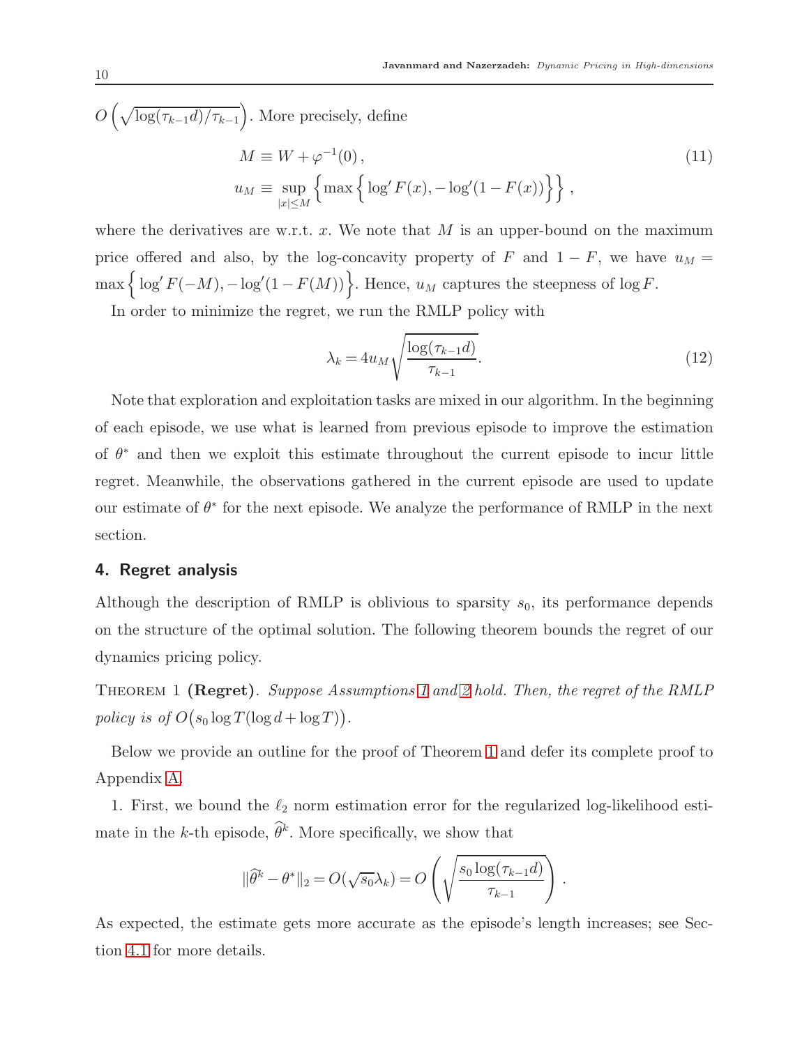$O\left(\sqrt{\log(\tau_{k-1}d)/\tau_{k-1}}\right)$. More precisely, define

$$
\begin{aligned}
M &\equiv W + \varphi^{-1}(0)\,, \\
u_M &\equiv \sup_{|x|\le M}\Big\{\max\Big\{\log' F(x), -\log'(1-F(x))\Big\}\Big\}\,,
\end{aligned}
\tag{11}
$$

where the derivatives are w.r.t. $x$. We note that $M$ is an upper-bound on the maximum price offered and also, by the log-concavity property of $F$ and $1-F$, we have $u_M = \max\Big\{\log' F(-M), -\log'(1-F(M))\Big\}$. Hence, $u_M$ captures the steepness of $\log F$.

In order to minimize the regret, we run the RMLP policy with

$$
\lambda_k = 4u_M\sqrt{\frac{\log(\tau_{k-1}d)}{\tau_{k-1}}}. \tag{12}
$$

Note that exploration and exploitation tasks are mixed in our algorithm. In the beginning of each episode, we use what is learned from previous episode to improve the estimation of $\theta^*$ and then we exploit this estimate throughout the current episode to incur little regret. Meanwhile, the observations gathered in the current episode are used to update our estimate of $\theta^*$ for the next episode. We analyze the performance of RMLP in the next section.

## 4. Regret analysis

Although the description of RMLP is oblivious to sparsity $s_0$, its performance depends on the structure of the optimal solution. The following theorem bounds the regret of our dynamics pricing policy.

Theorem 1 **(Regret)**. *Suppose Assumptions 1 and 2 hold. Then, the regret of the RMLP policy is of* $O\big(s_0\log T(\log d+\log T)\big)$.

Below we provide an outline for the proof of Theorem 1 and defer its complete proof to Appendix A.

1. First, we bound the $\ell_2$ norm estimation error for the regularized log-likelihood estimate in the $k$-th episode, $\widehat{\theta}^k$. More specifically, we show that

$$
\|\widehat{\theta}^k - \theta^*\|_2 = O(\sqrt{s_0}\lambda_k) = O\left(\sqrt{\frac{s_0\log(\tau_{k-1}d)}{\tau_{k-1}}}\right).
$$

As expected, the estimate gets more accurate as the episode's length increases; see Section 4.1 for more details.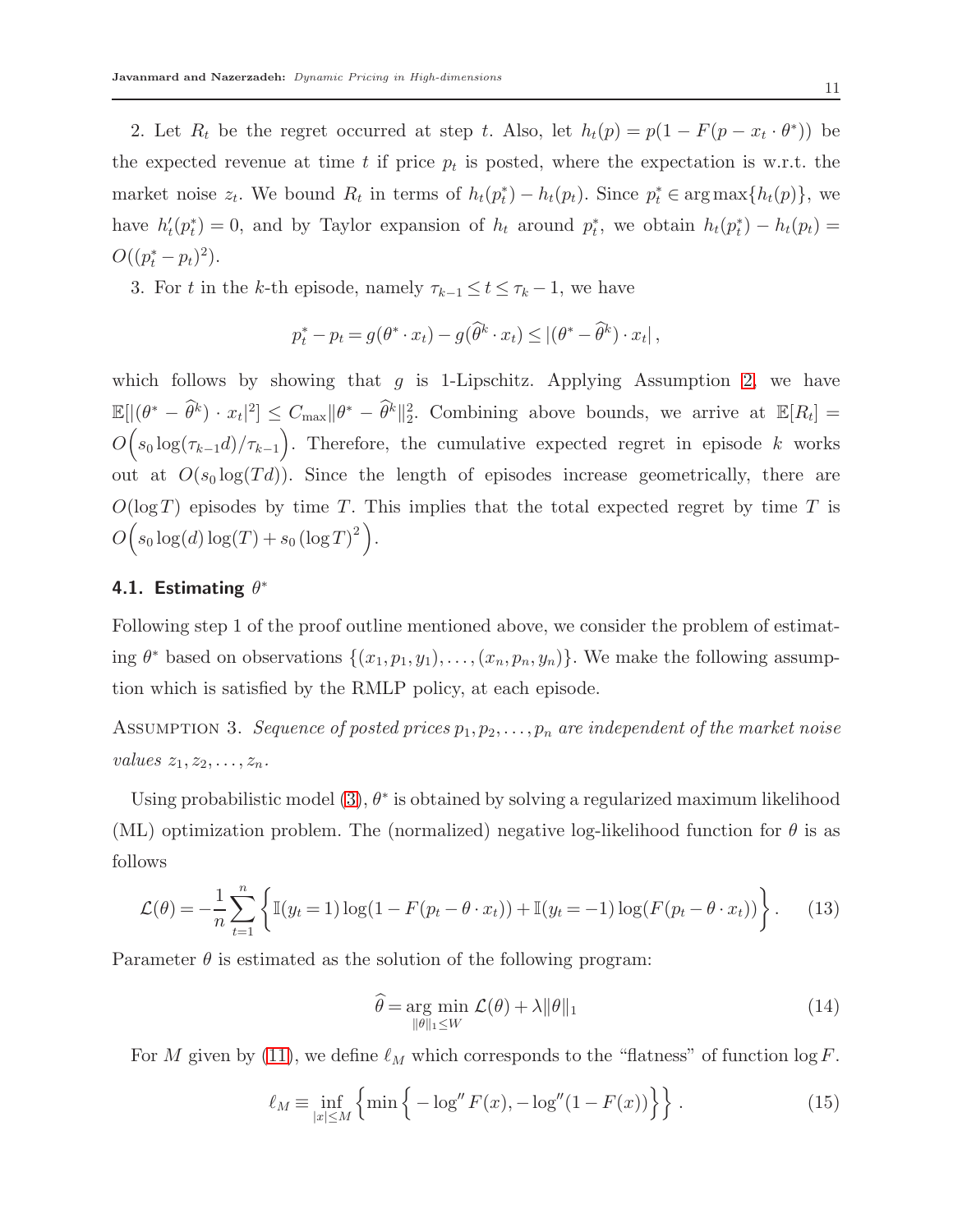2. Let $R_t$ be the regret occurred at step $t$. Also, let $h_t(p) = p(1 - F(p - x_t \cdot \theta^*))$ be the expected revenue at time $t$ if price $p_t$ is posted, where the expectation is w.r.t. the market noise $z_t$. We bound $R_t$ in terms of $h_t(p_t^*) - h_t(p_t)$. Since $p_t^* \in \arg\max\{h_t(p)\}$, we have $h_t'(p_t^*) = 0$, and by Taylor expansion of $h_t$ around $p_t^*$, we obtain $h_t(p_t^*) - h_t(p_t) = O((p_t^* - p_t)^2)$.

3. For $t$ in the $k$-th episode, namely $\tau_{k-1} \le t \le \tau_k - 1$, we have

$$p_t^* - p_t = g(\theta^* \cdot x_t) - g(\widehat{\theta}^k \cdot x_t) \le |(\theta^* - \widehat{\theta}^k) \cdot x_t| \,,$$

which follows by showing that $g$ is 1-Lipschitz. Applying Assumption 2, we have $\mathbb{E}[|(\theta^* - \widehat{\theta}^k) \cdot x_t|^2] \le C_{\max} \|\theta^* - \widehat{\theta}^k\|_2^2$. Combining above bounds, we arrive at $\mathbb{E}[R_t] = O\Big(s_0 \log(\tau_{k-1} d)/\tau_{k-1}\Big)$. Therefore, the cumulative expected regret in episode $k$ works out at $O(s_0 \log(Td))$. Since the length of episodes increase geometrically, there are $O(\log T)$ episodes by time $T$. This implies that the total expected regret by time $T$ is $O\Big(s_0 \log(d) \log(T) + s_0 (\log T)^2\Big)$.

### 4.1. Estimating $\theta^*$

Following step 1 of the proof outline mentioned above, we consider the problem of estimating $\theta^*$ based on observations $\{(x_1, p_1, y_1), \dots, (x_n, p_n, y_n)\}$. We make the following assumption which is satisfied by the RMLP policy, at each episode.

Assumption 3. *Sequence of posted prices $p_1, p_2, \dots, p_n$ are independent of the market noise values $z_1, z_2, \dots, z_n$.*

Using probabilistic model (3), $\theta^*$ is obtained by solving a regularized maximum likelihood (ML) optimization problem. The (normalized) negative log-likelihood function for $\theta$ is as follows

$$\mathcal{L}(\theta) = -\frac{1}{n} \sum_{t=1}^{n} \Big\{ \mathbb{I}(y_t = 1) \log(1 - F(p_t - \theta \cdot x_t)) + \mathbb{I}(y_t = -1) \log(F(p_t - \theta \cdot x_t)) \Big\} . \tag{13}$$

Parameter $\theta$ is estimated as the solution of the following program:

$$\widehat{\theta} = \underset{\|\theta\|_1 \le W}{\arg\min}\, \mathcal{L}(\theta) + \lambda \|\theta\|_1 \tag{14}$$

For $M$ given by (11), we define $\ell_M$ which corresponds to the "flatness" of function $\log F$.

$$\ell_M \equiv \inf_{|x| \le M} \Big\{ \min \Big\{ -\log'' F(x), -\log''(1 - F(x)) \Big\} \Big\} . \tag{15}$$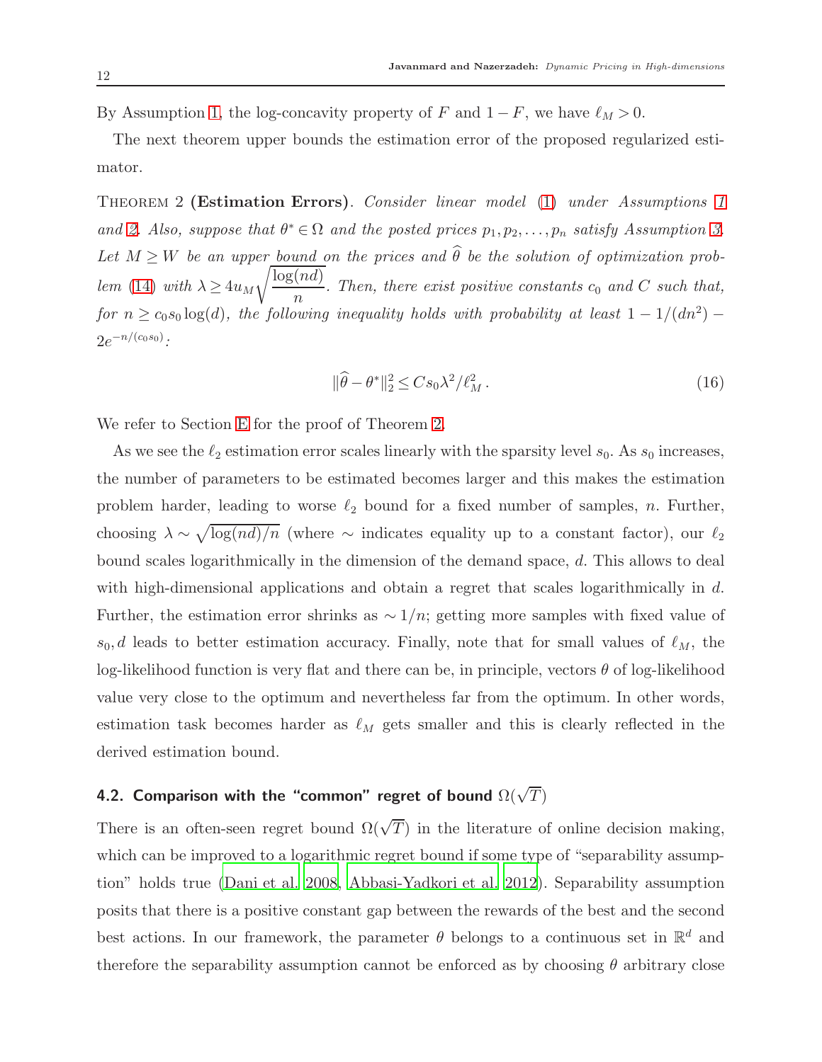By Assumption 1, the log-concavity property of $F$ and $1-F$, we have $\ell_M > 0$.

The next theorem upper bounds the estimation error of the proposed regularized estimator.

Theorem 2 **(Estimation Errors)**. *Consider linear model (1) under Assumptions 1 and 2. Also, suppose that $\theta^* \in \Omega$ and the posted prices $p_1, p_2, \dots, p_n$ satisfy Assumption 3. Let $M \geq W$ be an upper bound on the prices and $\widehat{\theta}$ be the solution of optimization problem (14) with $\lambda \geq 4u_M\sqrt{\frac{\log(nd)}{n}}$. Then, there exist positive constants $c_0$ and $C$ such that, for $n \geq c_0 s_0 \log(d)$, the following inequality holds with probability at least $1 - 1/(dn^2) - 2e^{-n/(c_0 s_0)}$:*

$$\|\widehat{\theta} - \theta^*\|_2^2 \leq C s_0 \lambda^2 / \ell_M^2 \,. \tag{16}$$

We refer to Section E for the proof of Theorem 2.

As we see the $\ell_2$ estimation error scales linearly with the sparsity level $s_0$. As $s_0$ increases, the number of parameters to be estimated becomes larger and this makes the estimation problem harder, leading to worse $\ell_2$ bound for a fixed number of samples, $n$. Further, choosing $\lambda \sim \sqrt{\log(nd)/n}$ (where $\sim$ indicates equality up to a constant factor), our $\ell_2$ bound scales logarithmically in the dimension of the demand space, $d$. This allows to deal with high-dimensional applications and obtain a regret that scales logarithmically in $d$. Further, the estimation error shrinks as $\sim 1/n$; getting more samples with fixed value of $s_0, d$ leads to better estimation accuracy. Finally, note that for small values of $\ell_M$, the log-likelihood function is very flat and there can be, in principle, vectors $\theta$ of log-likelihood value very close to the optimum and nevertheless far from the optimum. In other words, estimation task becomes harder as $\ell_M$ gets smaller and this is clearly reflected in the derived estimation bound.

### 4.2. Comparison with the "common" regret of bound $\Omega(\sqrt{T})$

There is an often-seen regret bound $\Omega(\sqrt{T})$ in the literature of online decision making, which can be improved to a logarithmic regret bound if some type of "separability assumption" holds true (Dani et al. 2008, Abbasi-Yadkori et al. 2012). Separability assumption posits that there is a positive constant gap between the rewards of the best and the second best actions. In our framework, the parameter $\theta$ belongs to a continuous set in $\mathbb{R}^d$ and therefore the separability assumption cannot be enforced as by choosing $\theta$ arbitrary close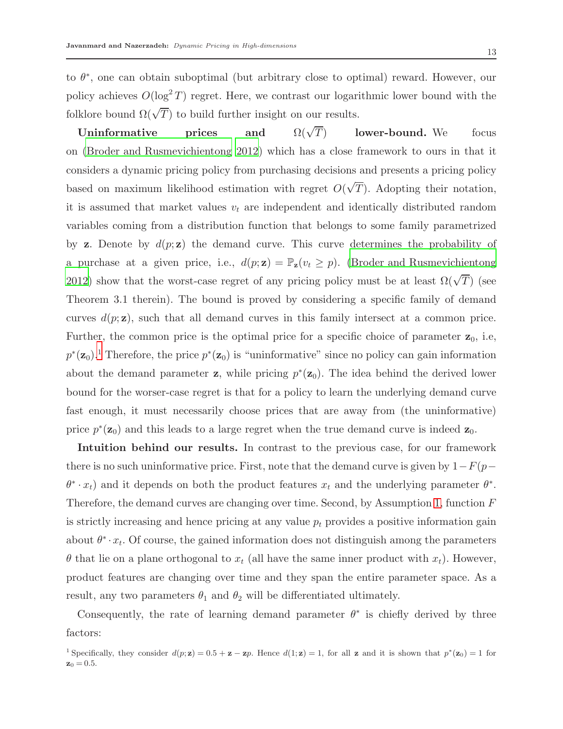to $\theta^*$, one can obtain suboptimal (but arbitrary close to optimal) reward. However, our policy achieves $O(\log^2 T)$ regret. Here, we contrast our logarithmic lower bound with the folklore bound $\Omega(\sqrt{T})$ to build further insight on our results.

**Uninformative prices and $\Omega(\sqrt{T})$ lower-bound.** We focus on (Broder and Rusmevichientong 2012) which has a close framework to ours in that it considers a dynamic pricing policy from purchasing decisions and presents a pricing policy based on maximum likelihood estimation with regret $O(\sqrt{T})$. Adopting their notation, it is assumed that market values $v_t$ are independent and identically distributed random variables coming from a distribution function that belongs to some family parametrized by $\mathbf{z}$. Denote by $d(p;\mathbf{z})$ the demand curve. This curve determines the probability of a purchase at a given price, i.e., $d(p;\mathbf{z}) = \mathbb{P}_{\mathbf{z}}(v_t \ge p)$. (Broder and Rusmevichientong 2012) show that the worst-case regret of any pricing policy must be at least $\Omega(\sqrt{T})$ (see Theorem 3.1 therein). The bound is proved by considering a specific family of demand curves $d(p;\mathbf{z})$, such that all demand curves in this family intersect at a common price. Further, the common price is the optimal price for a specific choice of parameter $\mathbf{z}_0$, i.e, $p^*(\mathbf{z}_0)$.[1] Therefore, the price $p^*(\mathbf{z}_0)$ is "uninformative" since no policy can gain information about the demand parameter $\mathbf{z}$, while pricing $p^*(\mathbf{z}_0)$. The idea behind the derived lower bound for the worser-case regret is that for a policy to learn the underlying demand curve fast enough, it must necessarily choose prices that are away from (the uninformative) price $p^*(\mathbf{z}_0)$ and this leads to a large regret when the true demand curve is indeed $\mathbf{z}_0$.

**Intuition behind our results.** In contrast to the previous case, for our framework there is no such uninformative price. First, note that the demand curve is given by $1-F(p-\theta^*\cdot x_t)$ and it depends on both the product features $x_t$ and the underlying parameter $\theta^*$. Therefore, the demand curves are changing over time. Second, by Assumption 1, function $F$ is strictly increasing and hence pricing at any value $p_t$ provides a positive information gain about $\theta^*\cdot x_t$. Of course, the gained information does not distinguish among the parameters $\theta$ that lie on a plane orthogonal to $x_t$ (all have the same inner product with $x_t$). However, product features are changing over time and they span the entire parameter space. As a result, any two parameters $\theta_1$ and $\theta_2$ will be differentiated ultimately.

Consequently, the rate of learning demand parameter $\theta^*$ is chiefly derived by three factors:

[1] Specifically, they consider $d(p;\mathbf{z}) = 0.5 + \mathbf{z} - \mathbf{z}p$. Hence $d(1;\mathbf{z}) = 1$, for all $\mathbf{z}$ and it is shown that $p^*(\mathbf{z}_0) = 1$ for $\mathbf{z}_0 = 0.5$.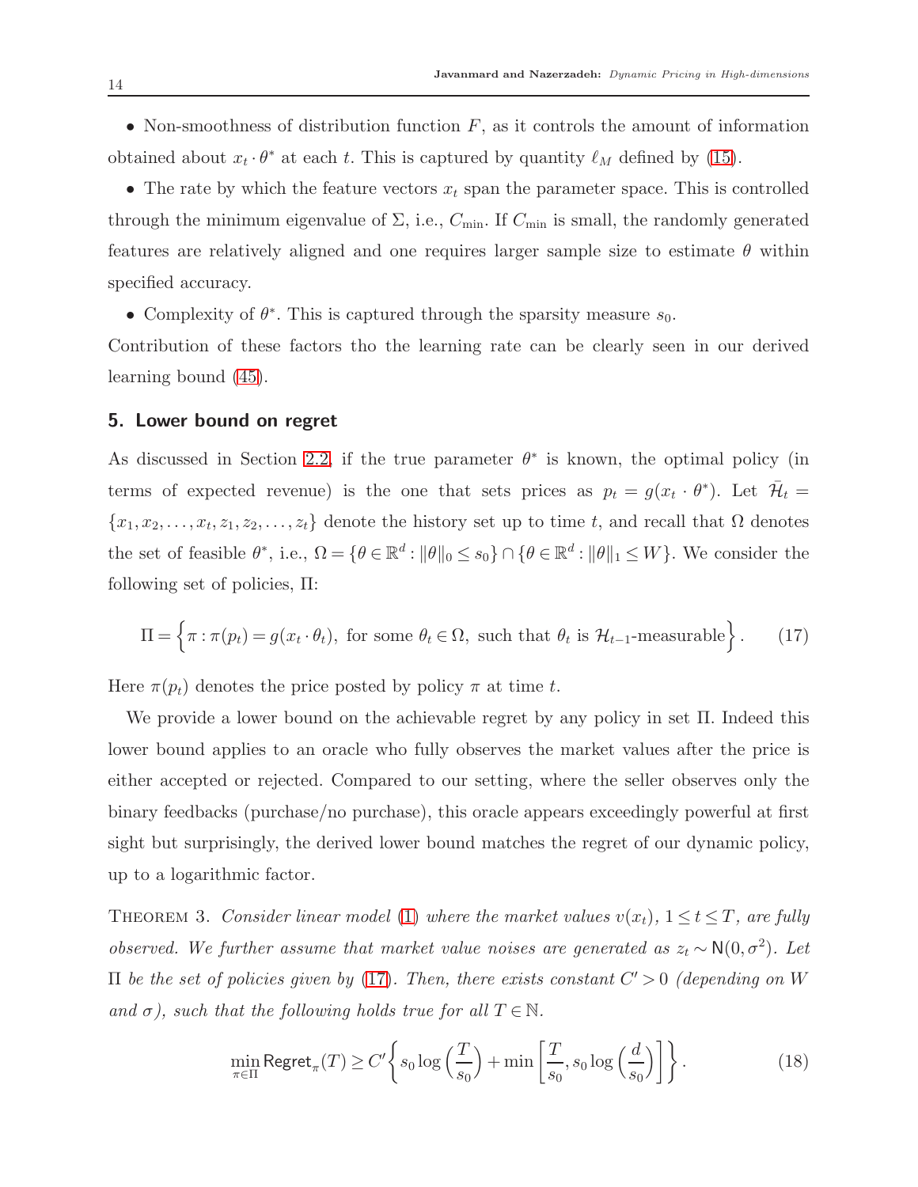- Non-smoothness of distribution function $F$, as it controls the amount of information obtained about $x_t \cdot \theta^*$ at each $t$. This is captured by quantity $\ell_M$ defined by (15).

- The rate by which the feature vectors $x_t$ span the parameter space. This is controlled through the minimum eigenvalue of $\Sigma$, i.e., $C_{\min}$. If $C_{\min}$ is small, the randomly generated features are relatively aligned and one requires larger sample size to estimate $\theta$ within specified accuracy.

- Complexity of $\theta^*$. This is captured through the sparsity measure $s_0$.

Contribution of these factors tho the learning rate can be clearly seen in our derived learning bound (45).

## 5. Lower bound on regret

As discussed in Section 2.2, if the true parameter $\theta^*$ is known, the optimal policy (in terms of expected revenue) is the one that sets prices as $p_t = g(x_t \cdot \theta^*)$. Let $\bar{\mathcal{H}}_t = \{x_1, x_2, \dots, x_t, z_1, z_2, \dots, z_t\}$ denote the history set up to time $t$, and recall that $\Omega$ denotes the set of feasible $\theta^*$, i.e., $\Omega = \{\theta \in \mathbb{R}^d : \|\theta\|_0 \le s_0\} \cap \{\theta \in \mathbb{R}^d : \|\theta\|_1 \le W\}$. We consider the following set of policies, $\Pi$:

$$\Pi = \Big\{\pi : \pi(p_t) = g(x_t \cdot \theta_t),\ \text{for some } \theta_t \in \Omega,\ \text{such that } \theta_t \text{ is } \mathcal{H}_{t-1}\text{-measurable}\Big\}. \tag{17}$$

Here $\pi(p_t)$ denotes the price posted by policy $\pi$ at time $t$.

We provide a lower bound on the achievable regret by any policy in set $\Pi$. Indeed this lower bound applies to an oracle who fully observes the market values after the price is either accepted or rejected. Compared to our setting, where the seller observes only the binary feedbacks (purchase/no purchase), this oracle appears exceedingly powerful at first sight but surprisingly, the derived lower bound matches the regret of our dynamic policy, up to a logarithmic factor.

Theorem 3. *Consider linear model (1) where the market values $v(x_t)$, $1 \le t \le T$, are fully observed. We further assume that market value noises are generated as $z_t \sim \mathsf{N}(0, \sigma^2)$. Let $\Pi$ be the set of policies given by (17). Then, there exists constant $C' > 0$ (depending on $W$ and $\sigma$), such that the following holds true for all $T \in \mathbb{N}$.*

$$\min_{\pi \in \Pi} \mathsf{Regret}_\pi(T) \ge C' \left\{ s_0 \log\left(\frac{T}{s_0}\right) + \min\left[\frac{T}{s_0}, s_0 \log\left(\frac{d}{s_0}\right)\right] \right\}. \tag{18}$$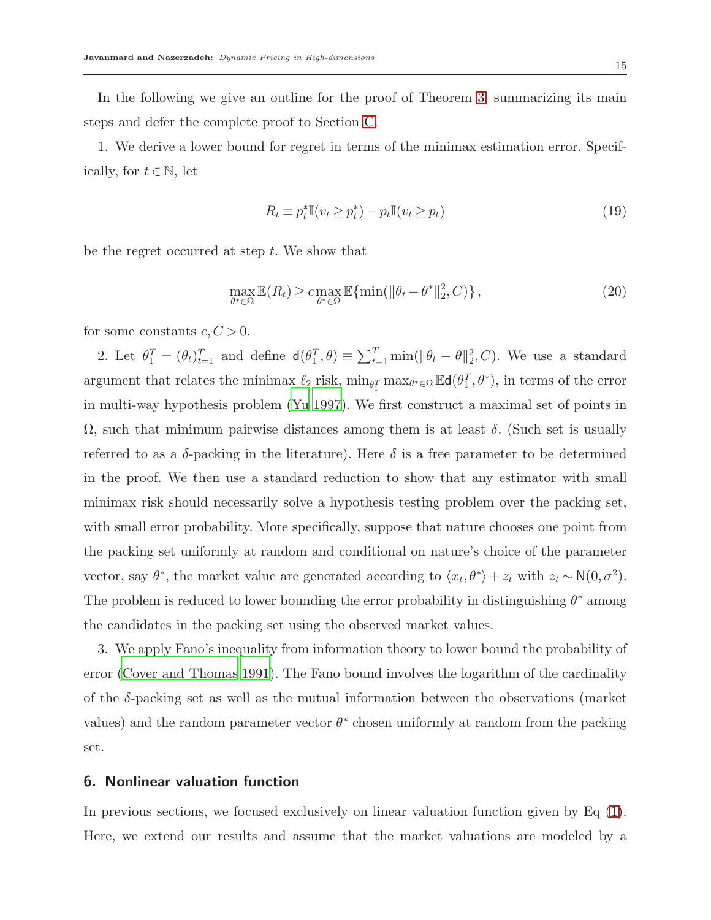In the following we give an outline for the proof of Theorem 3, summarizing its main steps and defer the complete proof to Section C.

1. We derive a lower bound for regret in terms of the minimax estimation error. Specifically, for $t \in \mathbb{N}$, let

$$R_t \equiv p_t^* \mathbb{I}(v_t \geq p_t^*) - p_t \mathbb{I}(v_t \geq p_t) \tag{19}$$

be the regret occurred at step $t$. We show that

$$\max_{\theta^* \in \Omega} \mathbb{E}(R_t) \geq c \max_{\theta^* \in \Omega} \mathbb{E}\{\min(\|\theta_t - \theta^*\|_2^2, C)\}, \tag{20}$$

for some constants $c, C > 0$.

2. Let $\theta_1^T = (\theta_t)_{t=1}^T$ and define $\mathsf{d}(\theta_1^T, \theta) \equiv \sum_{t=1}^T \min(\|\theta_t - \theta\|_2^2, C)$. We use a standard argument that relates the minimax $\ell_2$ risk, $\min_{\theta_1^T} \max_{\theta^* \in \Omega} \mathbb{E}\mathsf{d}(\theta_1^T, \theta^*)$, in terms of the error in multi-way hypothesis problem (Yu 1997). We first construct a maximal set of points in $\Omega$, such that minimum pairwise distances among them is at least $\delta$. (Such set is usually referred to as a $\delta$-packing in the literature). Here $\delta$ is a free parameter to be determined in the proof. We then use a standard reduction to show that any estimator with small minimax risk should necessarily solve a hypothesis testing problem over the packing set, with small error probability. More specifically, suppose that nature chooses one point from the packing set uniformly at random and conditional on nature's choice of the parameter vector, say $\theta^*$, the market value are generated according to $\langle x_t, \theta^* \rangle + z_t$ with $z_t \sim \mathsf{N}(0, \sigma^2)$. The problem is reduced to lower bounding the error probability in distinguishing $\theta^*$ among the candidates in the packing set using the observed market values.

3. We apply Fano's inequality from information theory to lower bound the probability of error (Cover and Thomas 1991). The Fano bound involves the logarithm of the cardinality of the $\delta$-packing set as well as the mutual information between the observations (market values) and the random parameter vector $\theta^*$ chosen uniformly at random from the packing set.

## 6. Nonlinear valuation function

In previous sections, we focused exclusively on linear valuation function given by Eq (1). Here, we extend our results and assume that the market valuations are modeled by a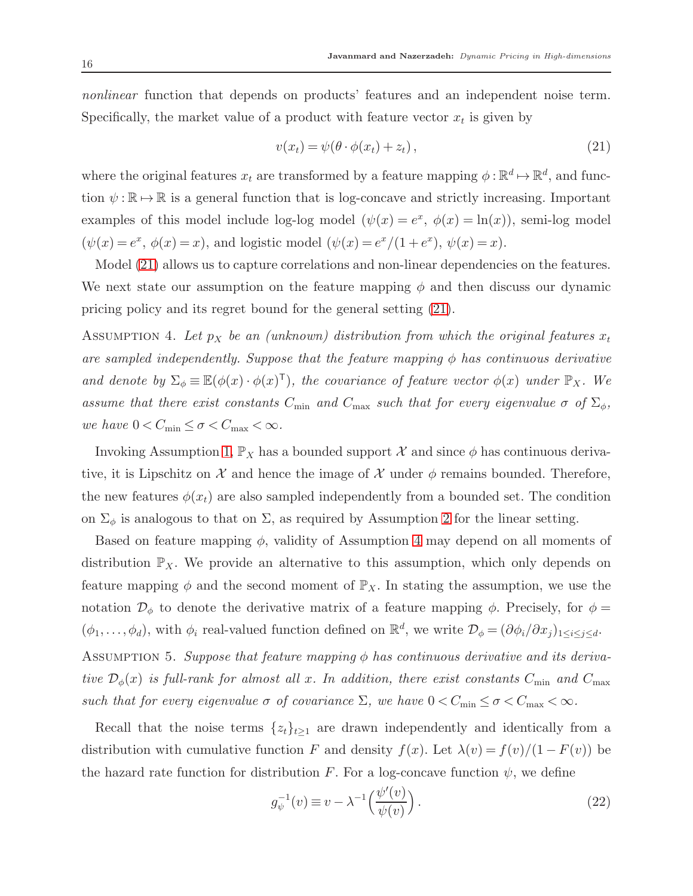*nonlinear* function that depends on products' features and an independent noise term. Specifically, the market value of a product with feature vector $x_t$ is given by

$$v(x_t) = \psi(\theta \cdot \phi(x_t) + z_t)\,, \tag{21}$$

where the original features $x_t$ are transformed by a feature mapping $\phi : \mathbb{R}^d \mapsto \mathbb{R}^d$, and function $\psi : \mathbb{R} \mapsto \mathbb{R}$ is a general function that is log-concave and strictly increasing. Important examples of this model include log-log model ($\psi(x) = e^x$, $\phi(x) = \ln(x)$), semi-log model ($\psi(x) = e^x$, $\phi(x) = x$), and logistic model ($\psi(x) = e^x/(1+e^x)$, $\psi(x) = x$).

Model (21) allows us to capture correlations and non-linear dependencies on the features. We next state our assumption on the feature mapping $\phi$ and then discuss our dynamic pricing policy and its regret bound for the general setting (21).

Assumption 4. *Let $p_X$ be an (unknown) distribution from which the original features $x_t$ are sampled independently. Suppose that the feature mapping $\phi$ has continuous derivative and denote by $\Sigma_\phi \equiv \mathbb{E}(\phi(x) \cdot \phi(x)^\mathsf{T})$, the covariance of feature vector $\phi(x)$ under $\mathbb{P}_X$. We assume that there exist constants $C_{\min}$ and $C_{\max}$ such that for every eigenvalue $\sigma$ of $\Sigma_\phi$, we have $0 < C_{\min} \le \sigma < C_{\max} < \infty$.*

Invoking Assumption 1, $\mathbb{P}_X$ has a bounded support $\mathcal{X}$ and since $\phi$ has continuous derivative, it is Lipschitz on $\mathcal{X}$ and hence the image of $\mathcal{X}$ under $\phi$ remains bounded. Therefore, the new features $\phi(x_t)$ are also sampled independently from a bounded set. The condition on $\Sigma_\phi$ is analogous to that on $\Sigma$, as required by Assumption 2 for the linear setting.

Based on feature mapping $\phi$, validity of Assumption 4 may depend on all moments of distribution $\mathbb{P}_X$. We provide an alternative to this assumption, which only depends on feature mapping $\phi$ and the second moment of $\mathbb{P}_X$. In stating the assumption, we use the notation $\mathcal{D}_\phi$ to denote the derivative matrix of a feature mapping $\phi$. Precisely, for $\phi = (\phi_1, \dots, \phi_d)$, with $\phi_i$ real-valued function defined on $\mathbb{R}^d$, we write $\mathcal{D}_\phi = (\partial \phi_i / \partial x_j)_{1 \le i \le j \le d}$.

Assumption 5. *Suppose that feature mapping $\phi$ has continuous derivative and its derivative $\mathcal{D}_\phi(x)$ is full-rank for almost all $x$. In addition, there exist constants $C_{\min}$ and $C_{\max}$ such that for every eigenvalue $\sigma$ of covariance $\Sigma$, we have $0 < C_{\min} \le \sigma < C_{\max} < \infty$.*

Recall that the noise terms $\{z_t\}_{t \ge 1}$ are drawn independently and identically from a distribution with cumulative function $F$ and density $f(x)$. Let $\lambda(v) = f(v)/(1 - F(v))$ be the hazard rate function for distribution $F$. For a log-concave function $\psi$, we define

$$g_\psi^{-1}(v) \equiv v - \lambda^{-1}\Big(\frac{\psi'(v)}{\psi(v)}\Big)\,. \tag{22}$$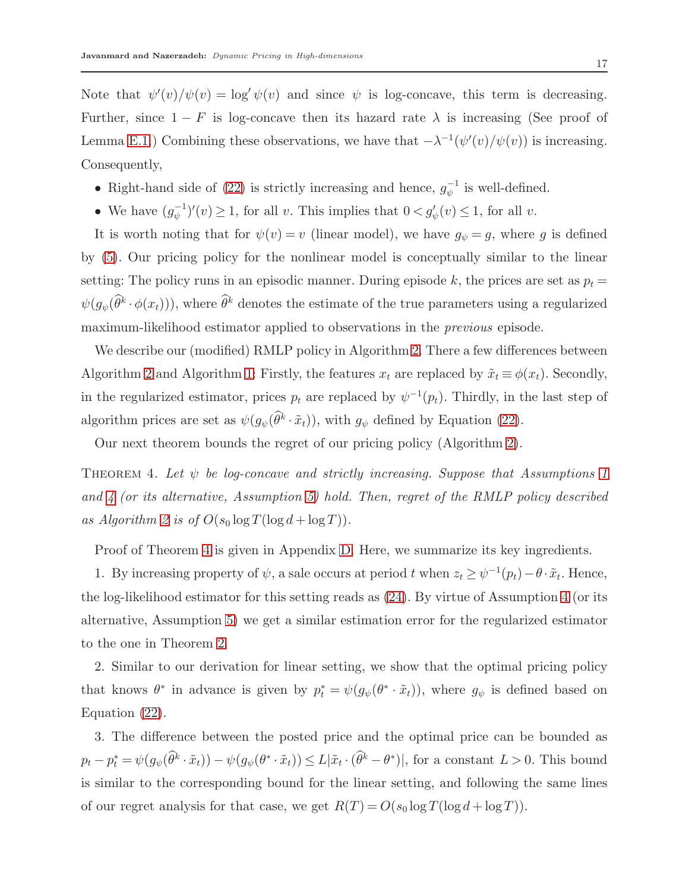Note that $\psi'(v)/\psi(v) = \log' \psi(v)$ and since $\psi$ is log-concave, this term is decreasing. Further, since $1 - F$ is log-concave then its hazard rate $\lambda$ is increasing (See proof of Lemma E.1.) Combining these observations, we have that $-\lambda^{-1}(\psi'(v)/\psi(v))$ is increasing. Consequently,

- Right-hand side of (22) is strictly increasing and hence, $g_\psi^{-1}$ is well-defined.
- We have $(g_\psi^{-1})'(v) \ge 1$, for all $v$. This implies that $0 < g_\psi'(v) \le 1$, for all $v$.

It is worth noting that for $\psi(v) = v$ (linear model), we have $g_\psi = g$, where $g$ is defined by (5). Our pricing policy for the nonlinear model is conceptually similar to the linear setting: The policy runs in an episodic manner. During episode $k$, the prices are set as $p_t = \psi(g_\psi(\widehat{\theta}^k \cdot \phi(x_t)))$, where $\widehat{\theta}^k$ denotes the estimate of the true parameters using a regularized maximum-likelihood estimator applied to observations in the *previous* episode.

We describe our (modified) RMLP policy in Algorithm 2. There a few differences between Algorithm 2 and Algorithm 1: Firstly, the features $x_t$ are replaced by $\tilde{x}_t \equiv \phi(x_t)$. Secondly, in the regularized estimator, prices $p_t$ are replaced by $\psi^{-1}(p_t)$. Thirdly, in the last step of algorithm prices are set as $\psi(g_\psi(\widehat{\theta}^k \cdot \tilde{x}_t))$, with $g_\psi$ defined by Equation (22).

Our next theorem bounds the regret of our pricing policy (Algorithm 2).

Theorem 4. *Let $\psi$ be log-concave and strictly increasing. Suppose that Assumptions 1 and 4 (or its alternative, Assumption 5) hold. Then, regret of the RMLP policy described as Algorithm 2 is of $O(s_0 \log T(\log d + \log T))$.*

Proof of Theorem 4 is given in Appendix D. Here, we summarize its key ingredients.

1. By increasing property of $\psi$, a sale occurs at period $t$ when $z_t \ge \psi^{-1}(p_t) - \theta \cdot \tilde{x}_t$. Hence, the log-likelihood estimator for this setting reads as (24). By virtue of Assumption 4 (or its alternative, Assumption 5) we get a similar estimation error for the regularized estimator to the one in Theorem 2.

2. Similar to our derivation for linear setting, we show that the optimal pricing policy that knows $\theta^*$ in advance is given by $p_t^* = \psi(g_\psi(\theta^* \cdot \tilde{x}_t))$, where $g_\psi$ is defined based on Equation (22).

3. The difference between the posted price and the optimal price can be bounded as $p_t - p_t^* = \psi(g_\psi(\widehat{\theta}^k \cdot \tilde{x}_t)) - \psi(g_\psi(\theta^* \cdot \tilde{x}_t)) \le L|\tilde{x}_t \cdot (\widehat{\theta}^k - \theta^*)|$, for a constant $L > 0$. This bound is similar to the corresponding bound for the linear setting, and following the same lines of our regret analysis for that case, we get $R(T) = O(s_0 \log T(\log d + \log T))$.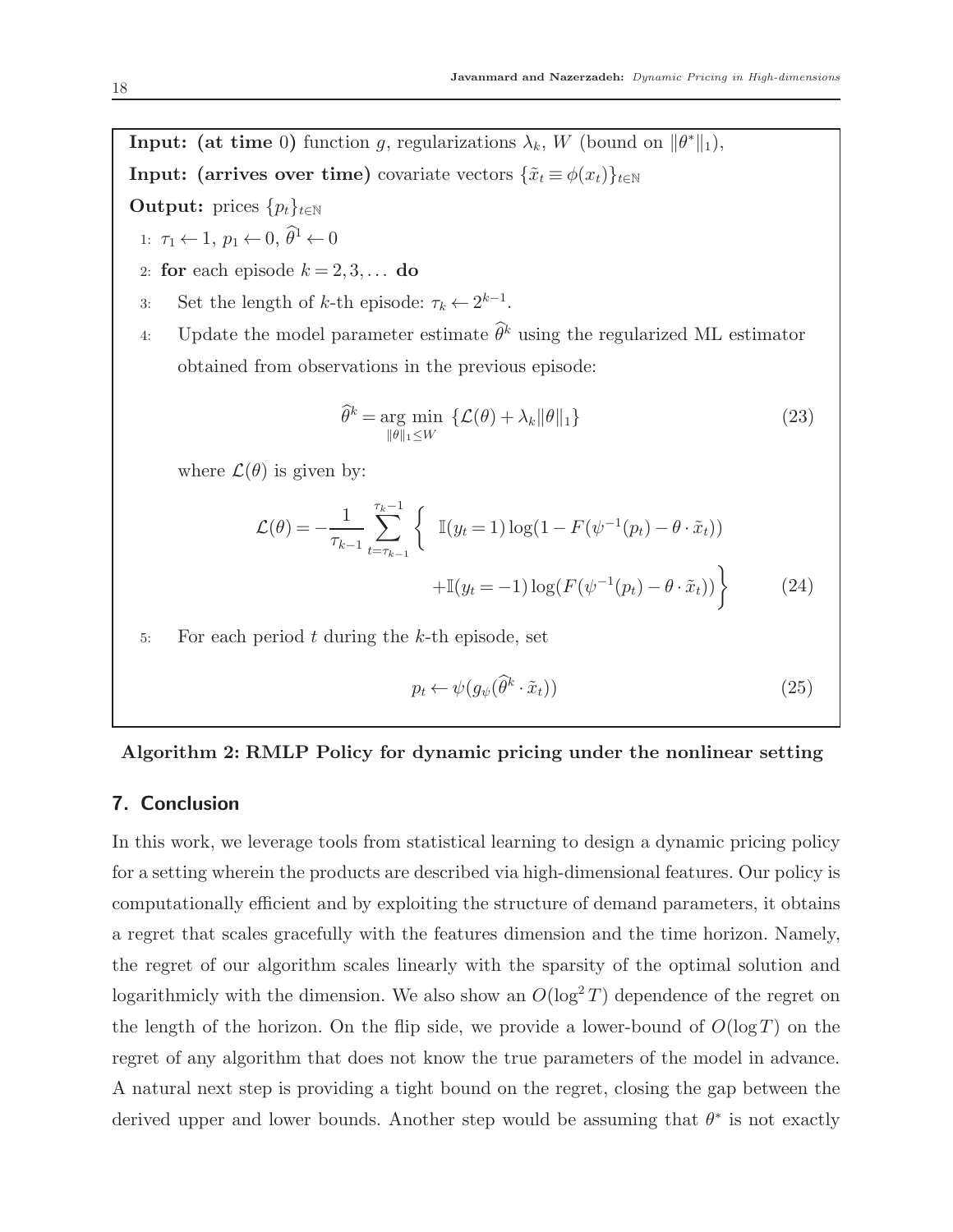**Input:** **(at time** 0**)** function $g$, regularizations $\lambda_k$, $W$ (bound on $\|\theta^*\|_1$),

**Input:** **(arrives over time)** covariate vectors $\{\tilde{x}_t \equiv \phi(x_t)\}_{t\in\mathbb{N}}$

**Output:** prices $\{p_t\}_{t\in\mathbb{N}}$

1: $\tau_1 \leftarrow 1$, $p_1 \leftarrow 0$, $\widehat{\theta}^1 \leftarrow 0$

2: **for** each episode $k = 2, 3, \dots$ **do**

3: Set the length of $k$-th episode: $\tau_k \leftarrow 2^{k-1}$.

4: Update the model parameter estimate $\widehat{\theta}^k$ using the regularized ML estimator obtained from observations in the previous episode:

$$\widehat{\theta}^k = \underset{\|\theta\|_1 \le W}{\arg\min} \; \{\mathcal{L}(\theta) + \lambda_k \|\theta\|_1\} \tag{23}$$

where $\mathcal{L}(\theta)$ is given by:

$$\mathcal{L}(\theta) = -\frac{1}{\tau_{k-1}} \sum_{t=\tau_{k-1}}^{\tau_k - 1} \Big\{ \mathbb{I}(y_t = 1) \log(1 - F(\psi^{-1}(p_t) - \theta \cdot \tilde{x}_t)) + \mathbb{I}(y_t = -1) \log(F(\psi^{-1}(p_t) - \theta \cdot \tilde{x}_t)) \Big\} \tag{24}$$

5: For each period $t$ during the $k$-th episode, set

$$p_t \leftarrow \psi(g_\psi(\widehat{\theta}^k \cdot \tilde{x}_t)) \tag{25}$$

**Algorithm 2: RMLP Policy for dynamic pricing under the nonlinear setting**

## 7. Conclusion

In this work, we leverage tools from statistical learning to design a dynamic pricing policy for a setting wherein the products are described via high-dimensional features. Our policy is computationally efficient and by exploiting the structure of demand parameters, it obtains a regret that scales gracefully with the features dimension and the time horizon. Namely, the regret of our algorithm scales linearly with the sparsity of the optimal solution and logarithmicly with the dimension. We also show an $O(\log^2 T)$ dependence of the regret on the length of the horizon. On the flip side, we provide a lower-bound of $O(\log T)$ on the regret of any algorithm that does not know the true parameters of the model in advance. A natural next step is providing a tight bound on the regret, closing the gap between the derived upper and lower bounds. Another step would be assuming that $\theta^*$ is not exactly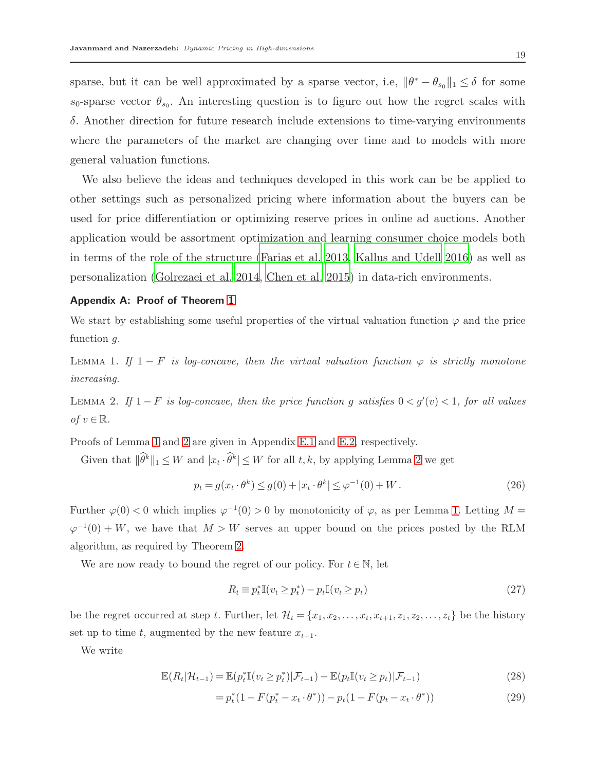sparse, but it can be well approximated by a sparse vector, i.e, $\|\theta^* - \theta_{s_0}\|_1 \le \delta$ for some $s_0$-sparse vector $\theta_{s_0}$. An interesting question is to figure out how the regret scales with $\delta$. Another direction for future research include extensions to time-varying environments where the parameters of the market are changing over time and to models with more general valuation functions.

We also believe the ideas and techniques developed in this work can be be applied to other settings such as personalized pricing where information about the buyers can be used for price differentiation or optimizing reserve prices in online ad auctions. Another application would be assortment optimization and learning consumer choice models both in terms of the role of the structure (Farias et al. 2013, Kallus and Udell 2016) as well as personalization (Golrezaei et al. 2014, Chen et al. 2015) in data-rich environments.

### Appendix A: Proof of Theorem 1

We start by establishing some useful properties of the virtual valuation function $\varphi$ and the price function $g$.

LEMMA 1. *If $1 - F$ is log-concave, then the virtual valuation function $\varphi$ is strictly monotone increasing.*

LEMMA 2. *If $1 - F$ is log-concave, then the price function $g$ satisfies $0 < g'(v) < 1$, for all values of $v \in \mathbb{R}$.*

Proofs of Lemma 1 and 2 are given in Appendix E.1 and E.2, respectively.

Given that $\|\widehat{\theta}^k\|_1 \le W$ and $|x_t \cdot \widehat{\theta}^k| \le W$ for all $t, k$, by applying Lemma 2 we get

$$p_t = g(x_t \cdot \theta^k) \le g(0) + |x_t \cdot \theta^k| \le \varphi^{-1}(0) + W\,. \tag{26}$$

Further $\varphi(0) < 0$ which implies $\varphi^{-1}(0) > 0$ by monotonicity of $\varphi$, as per Lemma 1. Letting $M = \varphi^{-1}(0) + W$, we have that $M > W$ serves an upper bound on the prices posted by the RLM algorithm, as required by Theorem 2.

We are now ready to bound the regret of our policy. For $t \in \mathbb{N}$, let

$$R_t \equiv p_t^* \mathbb{I}(v_t \ge p_t^*) - p_t \mathbb{I}(v_t \ge p_t) \tag{27}$$

be the regret occurred at step $t$. Further, let $\mathcal{H}_t = \{x_1, x_2, \dots, x_t, x_{t+1}, z_1, z_2, \dots, z_t\}$ be the history set up to time $t$, augmented by the new feature $x_{t+1}$.

We write

$$\mathbb{E}(R_t|\mathcal{H}_{t-1}) = \mathbb{E}(p_t^* \mathbb{I}(v_t \ge p_t^*)|\mathcal{F}_{t-1}) - \mathbb{E}(p_t \mathbb{I}(v_t \ge p_t)|\mathcal{F}_{t-1}) \tag{28}$$

$$= p_t^*(1 - F(p_t^* - x_t \cdot \theta^*)) - p_t(1 - F(p_t - x_t \cdot \theta^*)) \tag{29}$$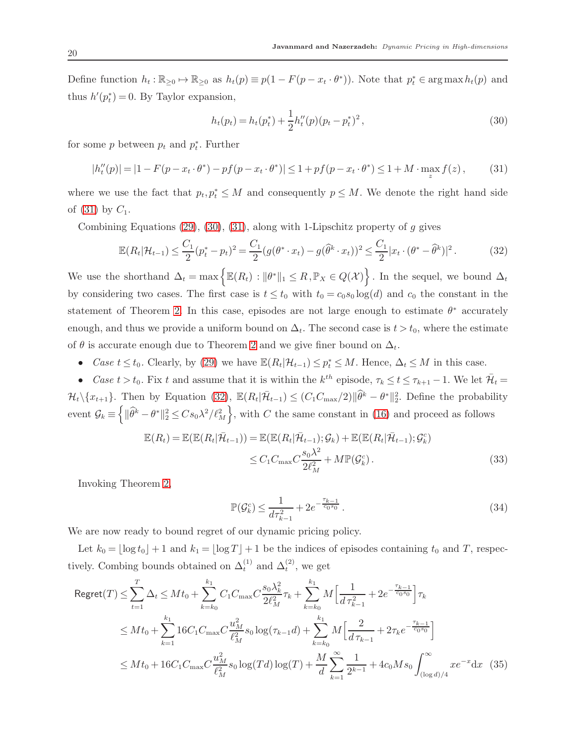Define function $h_t : \mathbb{R}_{\geq 0} \mapsto \mathbb{R}_{\geq 0}$ as $h_t(p) \equiv p(1 - F(p - x_t \cdot \theta^*))$. Note that $p_t^* \in \arg\max h_t(p)$ and thus $h'(p_t^*) = 0$. By Taylor expansion,

$$h_t(p_t) = h_t(p_t^*) + \frac{1}{2} h_t''(p)(p_t - p_t^*)^2 , \tag{30}$$

for some $p$ between $p_t$ and $p_t^*$. Further

$$|h_t''(p)| = |1 - F(p - x_t \cdot \theta^*) - pf(p - x_t \cdot \theta^*)| \leq 1 + pf(p - x_t \cdot \theta^*) \leq 1 + M \cdot \max_z f(z) , \tag{31}$$

where we use the fact that $p_t, p_t^* \leq M$ and consequently $p \leq M$. We denote the right hand side of (31) by $C_1$.

Combining Equations (29), (30), (31), along with 1-Lipschitz property of $g$ gives

$$\mathbb{E}(R_t|\mathcal{H}_{t-1}) \leq \frac{C_1}{2}(p_t^* - p_t)^2 = \frac{C_1}{2}(g(\theta^* \cdot x_t) - g(\widehat{\theta}^k \cdot x_t))^2 \leq \frac{C_1}{2}|x_t \cdot (\theta^* - \widehat{\theta}^k)|^2 . \tag{32}$$

We use the shorthand $\Delta_t = \max\Big\{\mathbb{E}(R_t) : \|\theta^*\|_1 \leq R, \mathbb{P}_X \in Q(\mathcal{X})\Big\}$. In the sequel, we bound $\Delta_t$ by considering two cases. The first case is $t \leq t_0$ with $t_0 = c_0 s_0 \log(d)$ and $c_0$ the constant in the statement of Theorem 2. In this case, episodes are not large enough to estimate $\theta^*$ accurately enough, and thus we provide a uniform bound on $\Delta_t$. The second case is $t > t_0$, where the estimate of $\theta$ is accurate enough due to Theorem 2 and we give finer bound on $\Delta_t$.

- *Case $t \leq t_0$.* Clearly, by (29) we have $\mathbb{E}(R_t|\mathcal{H}_{t-1}) \leq p_t^* \leq M$. Hence, $\Delta_t \leq M$ in this case.
- *Case $t > t_0$.* Fix $t$ and assume that it is within the $k^{th}$ episode, $\tau_k \leq t \leq \tau_{k+1} - 1$. We let $\bar{\mathcal{H}}_t = \mathcal{H}_t \backslash \{x_{t+1}\}$. Then by Equation (32), $\mathbb{E}(R_t|\bar{\mathcal{H}}_{t-1}) \leq (C_1 C_{\max}/2)\|\widehat{\theta}^k - \theta^*\|_2^2$. Define the probability event $\mathcal{G}_k \equiv \Big\{\|\widehat{\theta}^k - \theta^*\|_2^2 \leq C s_0 \lambda^2/\ell_M^2\Big\}$, with $C$ the same constant in (16) and proceed as follows

$$\begin{aligned}
\mathbb{E}(R_t) = \mathbb{E}(\mathbb{E}(R_t|\bar{\mathcal{H}}_{t-1})) &= \mathbb{E}(\mathbb{E}(R_t|\bar{\mathcal{H}}_{t-1}); \mathcal{G}_k) + \mathbb{E}(\mathbb{E}(R_t|\bar{\mathcal{H}}_{t-1}); \mathcal{G}_k^c) \\
&\leq C_1 C_{\max} C \frac{s_0 \lambda^2}{2\ell_M^2} + M\mathbb{P}(\mathcal{G}_k^c) .
\end{aligned} \tag{33}$$

Invoking Theorem 2,

$$\mathbb{P}(\mathcal{G}_k^c) \leq \frac{1}{d\tau_{k-1}^2} + 2e^{-\frac{\tau_{k-1}}{c_0 s_0}} . \tag{34}$$

We are now ready to bound regret of our dynamic pricing policy.

Let $k_0 = \lfloor \log t_0 \rfloor + 1$ and $k_1 = \lfloor \log T \rfloor + 1$ be the indices of episodes containing $t_0$ and $T$, respectively. Combing bounds obtained on $\Delta_t^{(1)}$ and $\Delta_t^{(2)}$, we get

$$\begin{aligned}
\mathsf{Regret}(T) &\leq \sum_{t=1}^{T} \Delta_t \leq M t_0 + \sum_{k=k_0}^{k_1} C_1 C_{\max} C \frac{s_0 \lambda_k^2}{2\ell_M^2} \tau_k + \sum_{k=k_0}^{k_1} M \Big[\frac{1}{d\,\tau_{k-1}^2} + 2e^{-\frac{\tau_{k-1}}{c_0 s_0}}\Big] \tau_k \\
&\leq M t_0 + \sum_{k=1}^{k_1} 16 C_1 C_{\max} C \frac{u_M^2}{\ell_M^2} s_0 \log(\tau_{k-1} d) + \sum_{k=k_0}^{k_1} M \Big[\frac{2}{d\,\tau_{k-1}} + 2\tau_k e^{-\frac{\tau_{k-1}}{c_0 s_0}}\Big] \\
&\leq M t_0 + 16 C_1 C_{\max} C \frac{u_M^2}{\ell_M^2} s_0 \log(Td) \log(T) + \frac{M}{d} \sum_{k=1}^{\infty} \frac{1}{2^{k-1}} + 4 c_0 M s_0 \int_{(\log d)/4}^{\infty} x e^{-x} \mathrm{d}x
\end{aligned} \tag{35}$$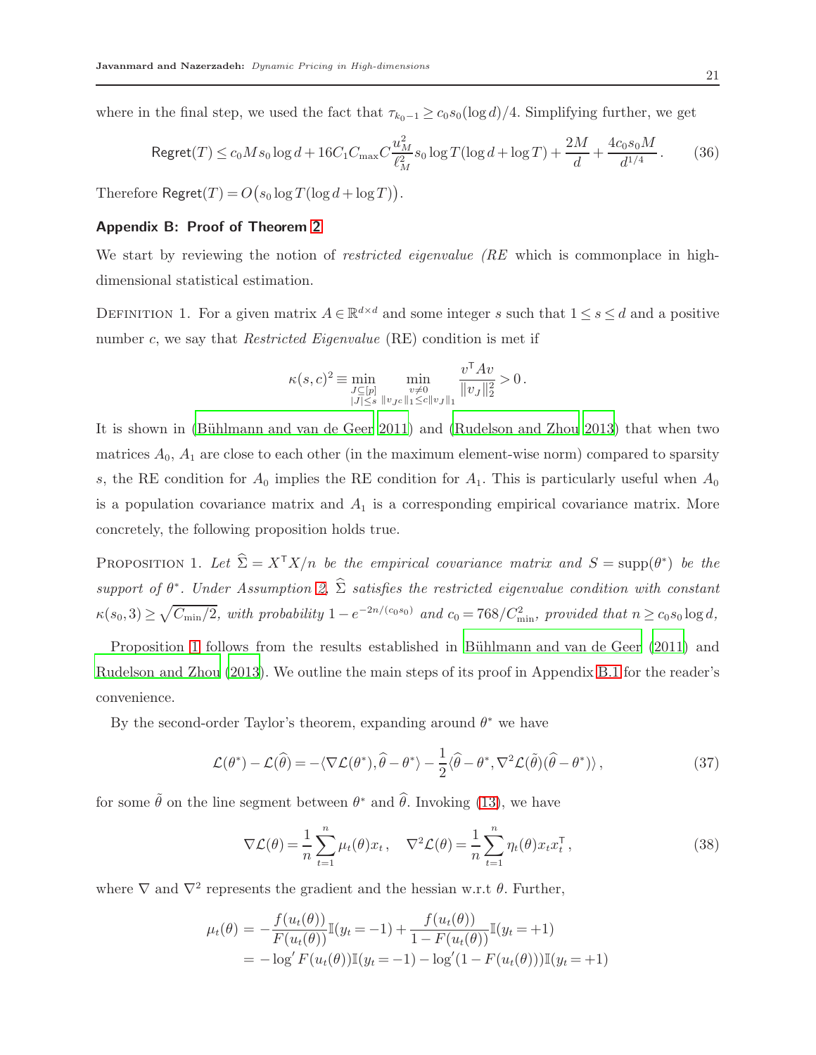where in the final step, we used the fact that $\tau_{k_0-1} \geq c_0 s_0 (\log d)/4$. Simplifying further, we get

$$\mathsf{Regret}(T) \leq c_0 M s_0 \log d + 16 C_1 C_{\max} C \frac{u_M^2}{\ell_M^2} s_0 \log T (\log d + \log T) + \frac{2M}{d} + \frac{4 c_0 s_0 M}{d^{1/4}} \,. \tag{36}$$

Therefore $\mathsf{Regret}(T) = O\big(s_0 \log T (\log d + \log T)\big)$.

## Appendix B: Proof of Theorem 2

We start by reviewing the notion of *restricted eigenvalue (RE* which is commonplace in high-dimensional statistical estimation.

Definition 1. For a given matrix $A \in \mathbb{R}^{d\times d}$ and some integer $s$ such that $1 \leq s \leq d$ and a positive number $c$, we say that *Restricted Eigenvalue* (RE) condition is met if

$$\kappa(s,c)^2 \equiv \min_{\substack{J\subseteq [p]\\ |J|\leq s}} \min_{\substack{v\neq 0\\ \|v_{J^c}\|_1 \leq c\|v_J\|_1}} \frac{v^\mathsf{T} A v}{\|v_J\|_2^2} > 0 \,.$$

It is shown in (Bühlmann and van de Geer 2011) and (Rudelson and Zhou 2013) that when two matrices $A_0$, $A_1$ are close to each other (in the maximum element-wise norm) compared to sparsity $s$, the RE condition for $A_0$ implies the RE condition for $A_1$. This is particularly useful when $A_0$ is a population covariance matrix and $A_1$ is a corresponding empirical covariance matrix. More concretely, the following proposition holds true.

Proposition 1. *Let $\widehat{\Sigma} = X^\mathsf{T} X/n$ be the empirical covariance matrix and $S = \mathrm{supp}(\theta^*)$ be the support of $\theta^*$. Under Assumption 2, $\widehat{\Sigma}$ satisfies the restricted eigenvalue condition with constant $\kappa(s_0, 3) \geq \sqrt{C_{\min}/2}$, with probability $1 - e^{-2n/(c_0 s_0)}$ and $c_0 = 768/C_{\min}^2$, provided that $n \geq c_0 s_0 \log d$,*

Proposition 1 follows from the results established in Bühlmann and van de Geer (2011) and Rudelson and Zhou (2013). We outline the main steps of its proof in Appendix B.1 for the reader's convenience.

By the second-order Taylor's theorem, expanding around $\theta^*$ we have

$$\mathcal{L}(\theta^*) - \mathcal{L}(\widehat{\theta}) = -\langle \nabla \mathcal{L}(\theta^*), \widehat{\theta} - \theta^* \rangle - \frac{1}{2} \langle \widehat{\theta} - \theta^*, \nabla^2 \mathcal{L}(\tilde{\theta})(\widehat{\theta} - \theta^*) \rangle \,, \tag{37}$$

for some $\tilde{\theta}$ on the line segment between $\theta^*$ and $\widehat{\theta}$. Invoking (13), we have

$$\nabla \mathcal{L}(\theta) = \frac{1}{n} \sum_{t=1}^n \mu_t(\theta) x_t \,, \quad \nabla^2 \mathcal{L}(\theta) = \frac{1}{n} \sum_{t=1}^n \eta_t(\theta) x_t x_t^\mathsf{T} \,, \tag{38}$$

where $\nabla$ and $\nabla^2$ represents the gradient and the hessian w.r.t $\theta$. Further,

$$\begin{aligned}
\mu_t(\theta) &= -\frac{f(u_t(\theta))}{F(u_t(\theta))} \mathbb{I}(y_t = -1) + \frac{f(u_t(\theta))}{1 - F(u_t(\theta))} \mathbb{I}(y_t = +1) \\
&= -\log' F(u_t(\theta)) \mathbb{I}(y_t = -1) - \log'(1 - F(u_t(\theta))) \mathbb{I}(y_t = +1)
\end{aligned}$$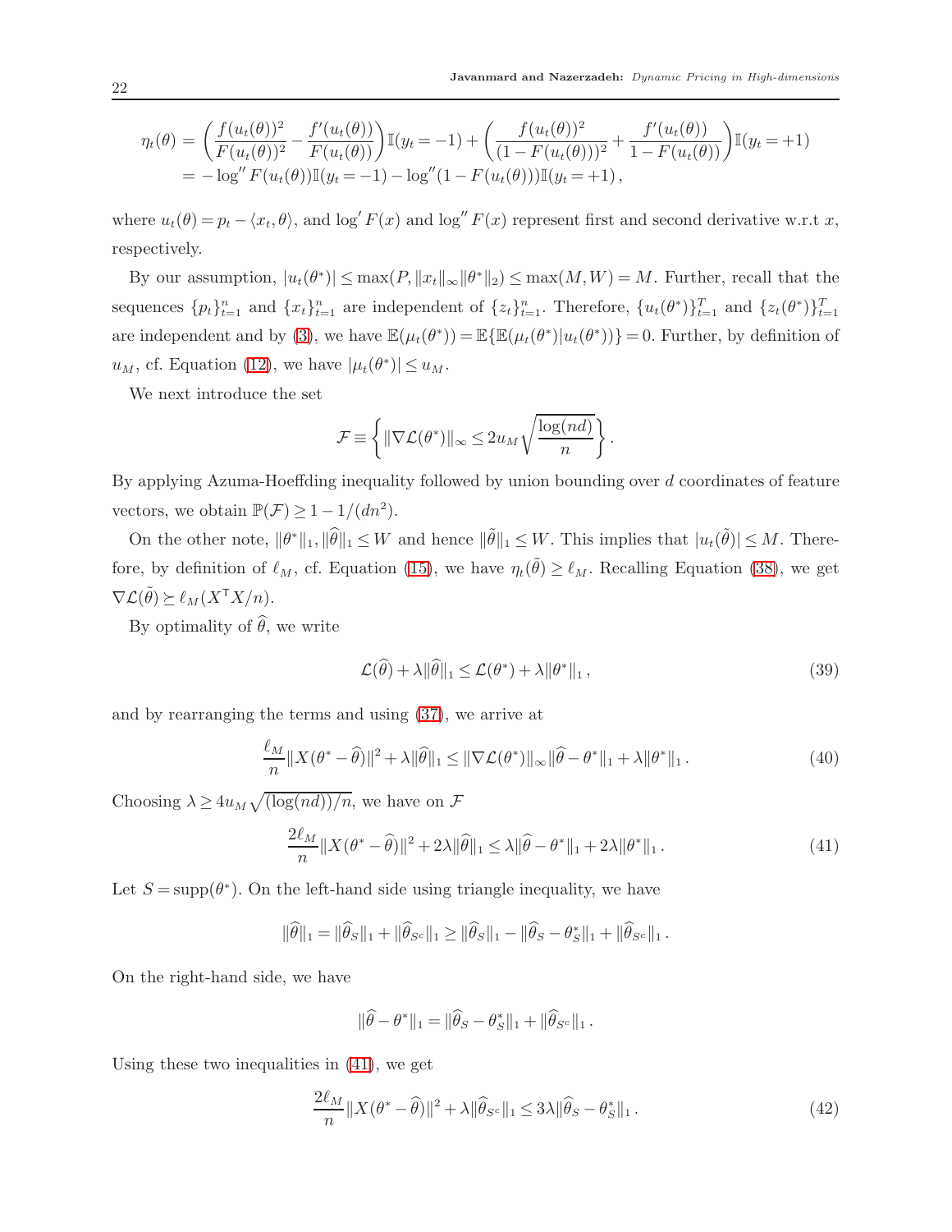$$
\begin{aligned}
\eta_t(\theta) &= \left(\frac{f(u_t(\theta))^2}{F(u_t(\theta))^2} - \frac{f'(u_t(\theta))}{F(u_t(\theta))}\right)\mathbb{I}(y_t=-1) + \left(\frac{f(u_t(\theta))^2}{(1-F(u_t(\theta)))^2} + \frac{f'(u_t(\theta))}{1-F(u_t(\theta))}\right)\mathbb{I}(y_t=+1) \\
&= -\log'' F(u_t(\theta))\mathbb{I}(y_t=-1) - \log''(1-F(u_t(\theta)))\mathbb{I}(y_t=+1)\,,
\end{aligned}
$$

where $u_t(\theta) = p_t - \langle x_t, \theta\rangle$, and $\log' F(x)$ and $\log'' F(x)$ represent first and second derivative w.r.t $x$, respectively.

By our assumption, $|u_t(\theta^*)| \le \max(P, \|x_t\|_\infty \|\theta^*\|_2) \le \max(M, W) = M$. Further, recall that the sequences $\{p_t\}_{t=1}^n$ and $\{x_t\}_{t=1}^n$ are independent of $\{z_t\}_{t=1}^n$. Therefore, $\{u_t(\theta^*)\}_{t=1}^T$ and $\{z_t(\theta^*)\}_{t=1}^T$ are independent and by (3), we have $\mathbb{E}(\mu_t(\theta^*)) = \mathbb{E}\{\mathbb{E}(\mu_t(\theta^*)|u_t(\theta^*))\} = 0$. Further, by definition of $u_M$, cf. Equation (12), we have $|\mu_t(\theta^*)| \le u_M$.

We next introduce the set

$$
\mathcal{F} \equiv \left\{ \|\nabla\mathcal{L}(\theta^*)\|_\infty \le 2u_M\sqrt{\frac{\log(nd)}{n}} \right\}.
$$

By applying Azuma-Hoeffding inequality followed by union bounding over $d$ coordinates of feature vectors, we obtain $\mathbb{P}(\mathcal{F}) \ge 1 - 1/(dn^2)$.

On the other note, $\|\theta^*\|_1, \|\widehat{\theta}\|_1 \le W$ and hence $\|\tilde{\theta}\|_1 \le W$. This implies that $|u_t(\tilde{\theta})| \le M$. Therefore, by definition of $\ell_M$, cf. Equation (15), we have $\eta_t(\tilde{\theta}) \ge \ell_M$. Recalling Equation (38), we get $\nabla\mathcal{L}(\tilde{\theta}) \succeq \ell_M (X^{\mathsf{T}}X/n)$.

By optimality of $\widehat{\theta}$, we write

$$
\mathcal{L}(\widehat{\theta}) + \lambda\|\widehat{\theta}\|_1 \le \mathcal{L}(\theta^*) + \lambda\|\theta^*\|_1\,, \tag{39}
$$

and by rearranging the terms and using (37), we arrive at

$$
\frac{\ell_M}{n}\|X(\theta^* - \widehat{\theta})\|^2 + \lambda\|\widehat{\theta}\|_1 \le \|\nabla\mathcal{L}(\theta^*)\|_\infty \|\widehat{\theta} - \theta^*\|_1 + \lambda\|\theta^*\|_1\,. \tag{40}
$$

Choosing $\lambda \ge 4u_M\sqrt{(\log(nd))/n}$, we have on $\mathcal{F}$

$$
\frac{2\ell_M}{n}\|X(\theta^* - \widehat{\theta})\|^2 + 2\lambda\|\widehat{\theta}\|_1 \le \lambda\|\widehat{\theta} - \theta^*\|_1 + 2\lambda\|\theta^*\|_1\,. \tag{41}
$$

Let $S = \text{supp}(\theta^*)$. On the left-hand side using triangle inequality, we have

$$
\|\widehat{\theta}\|_1 = \|\widehat{\theta}_S\|_1 + \|\widehat{\theta}_{S^c}\|_1 \ge \|\widehat{\theta}_S\|_1 - \|\widehat{\theta}_S - \theta^*_S\|_1 + \|\widehat{\theta}_{S^c}\|_1\,.
$$

On the right-hand side, we have

$$
\|\widehat{\theta} - \theta^*\|_1 = \|\widehat{\theta}_S - \theta^*_S\|_1 + \|\widehat{\theta}_{S^c}\|_1\,.
$$

Using these two inequalities in (41), we get

$$
\frac{2\ell_M}{n}\|X(\theta^* - \widehat{\theta})\|^2 + \lambda\|\widehat{\theta}_{S^c}\|_1 \le 3\lambda\|\widehat{\theta}_S - \theta^*_S\|_1\,. \tag{42}
$$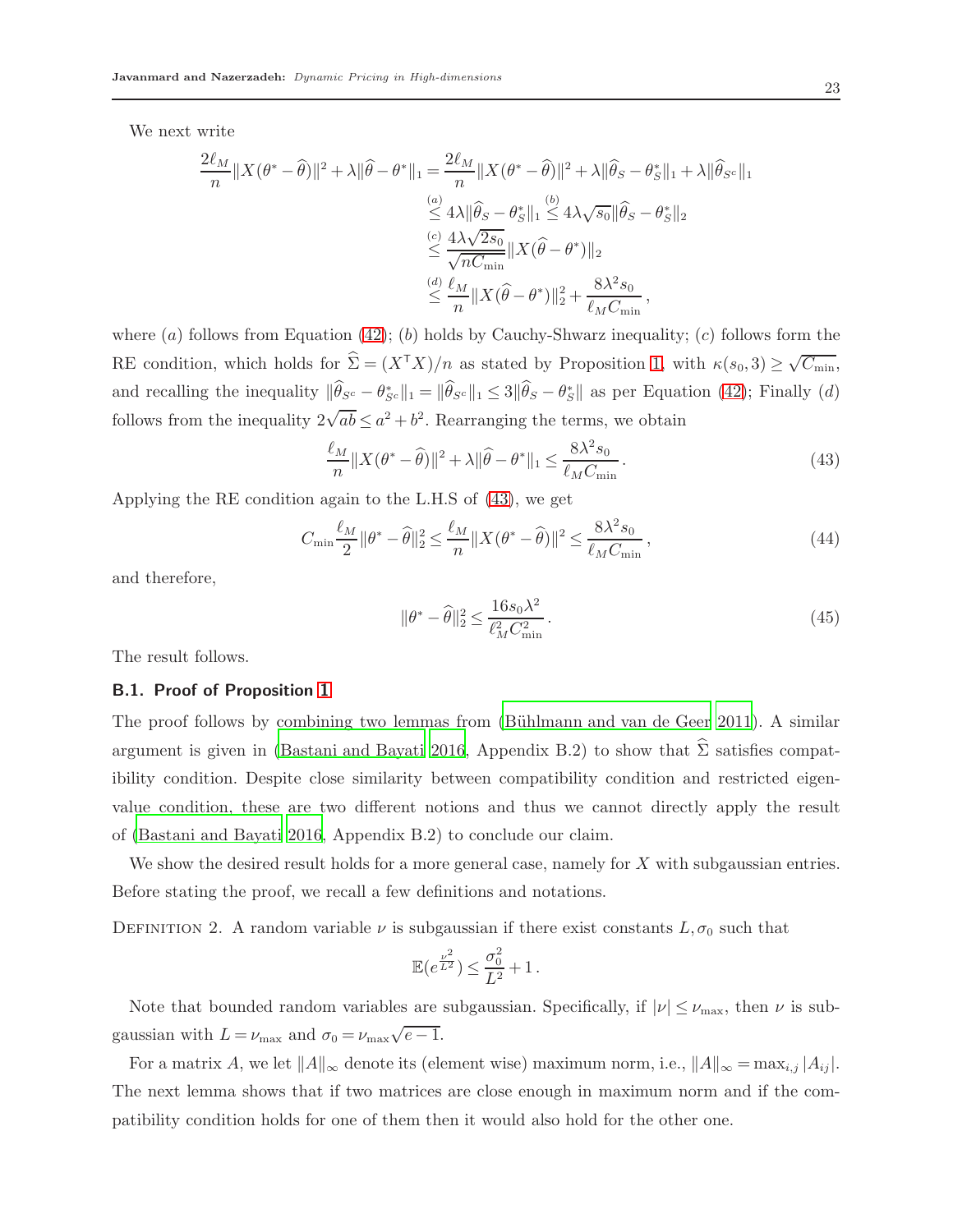We next write

$$
\begin{aligned}
\frac{2\ell_M}{n}\|X(\theta^*-\widehat{\theta})\|^2+\lambda\|\widehat{\theta}-\theta^*\|_1 &= \frac{2\ell_M}{n}\|X(\theta^*-\widehat{\theta})\|^2+\lambda\|\widehat{\theta}_S-\theta^*_S\|_1+\lambda\|\widehat{\theta}_{S^c}\|_1\\
&\overset{(a)}{\le} 4\lambda\|\widehat{\theta}_S-\theta^*_S\|_1 \overset{(b)}{\le} 4\lambda\sqrt{s_0}\|\widehat{\theta}_S-\theta^*_S\|_2\\
&\overset{(c)}{\le} \frac{4\lambda\sqrt{2s_0}}{\sqrt{nC_{\min}}}\|X(\widehat{\theta}-\theta^*)\|_2\\
&\overset{(d)}{\le} \frac{\ell_M}{n}\|X(\widehat{\theta}-\theta^*)\|_2^2+\frac{8\lambda^2 s_0}{\ell_M C_{\min}}\,,
\end{aligned}
$$

where $(a)$ follows from Equation (42); $(b)$ holds by Cauchy-Shwarz inequality; $(c)$ follows form the RE condition, which holds for $\widehat{\Sigma}=(X^\mathsf{T}X)/n$ as stated by Proposition 1, with $\kappa(s_0,3)\ge\sqrt{C_{\min}}$, and recalling the inequality $\|\widehat{\theta}_{S^c}-\theta^*_{S^c}\|_1=\|\widehat{\theta}_{S^c}\|_1\le 3\|\widehat{\theta}_S-\theta^*_S\|$ as per Equation (42); Finally $(d)$ follows from the inequality $2\sqrt{ab}\le a^2+b^2$. Rearranging the terms, we obtain

$$
\frac{\ell_M}{n}\|X(\theta^*-\widehat{\theta})\|^2+\lambda\|\widehat{\theta}-\theta^*\|_1\le\frac{8\lambda^2 s_0}{\ell_M C_{\min}}\,. \tag{43}
$$

Applying the RE condition again to the L.H.S of (43), we get

$$
C_{\min}\frac{\ell_M}{2}\|\theta^*-\widehat{\theta}\|_2^2\le\frac{\ell_M}{n}\|X(\theta^*-\widehat{\theta})\|^2\le\frac{8\lambda^2 s_0}{\ell_M C_{\min}}\,, \tag{44}
$$

and therefore,

$$
\|\theta^*-\widehat{\theta}\|_2^2\le\frac{16 s_0\lambda^2}{\ell_M^2 C_{\min}^2}\,. \tag{45}
$$

The result follows.

### B.1. Proof of Proposition 1

The proof follows by combining two lemmas from (Bühlmann and van de Geer 2011). A similar argument is given in (Bastani and Bayati 2016, Appendix B.2) to show that $\widehat{\Sigma}$ satisfies compatibility condition. Despite close similarity between compatibility condition and restricted eigenvalue condition, these are two different notions and thus we cannot directly apply the result of (Bastani and Bayati 2016, Appendix B.2) to conclude our claim.

We show the desired result holds for a more general case, namely for $X$ with subgaussian entries. Before stating the proof, we recall a few definitions and notations.

Definition 2. A random variable $\nu$ is subgaussian if there exist constants $L,\sigma_0$ such that

$$
\mathbb{E}(e^{\frac{\nu^2}{L^2}})\le\frac{\sigma_0^2}{L^2}+1\,.
$$

Note that bounded random variables are subgaussian. Specifically, if $|\nu|\le\nu_{\max}$, then $\nu$ is subgaussian with $L=\nu_{\max}$ and $\sigma_0=\nu_{\max}\sqrt{e-1}$.

For a matrix $A$, we let $\|A\|_\infty$ denote its (element wise) maximum norm, i.e., $\|A\|_\infty=\max_{i,j}|A_{ij}|$. The next lemma shows that if two matrices are close enough in maximum norm and if the compatibility condition holds for one of them then it would also hold for the other one.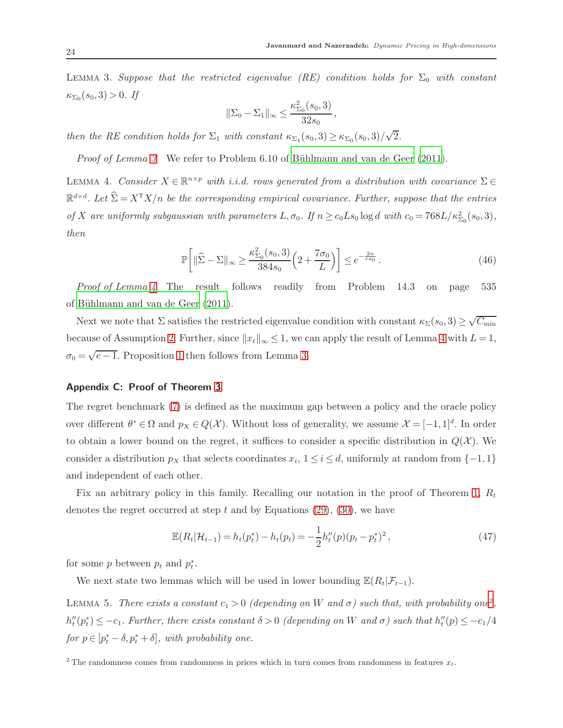Lemma 3. *Suppose that the restricted eigenvalue (RE) condition holds for* $\Sigma_0$ *with constant* $\kappa_{\Sigma_0}(s_0,3) > 0$. *If*

$$\|\Sigma_0 - \Sigma_1\|_\infty \le \frac{\kappa^2_{\Sigma_0}(s_0,3)}{32 s_0}\,,$$

*then the RE condition holds for* $\Sigma_1$ *with constant* $\kappa_{\Sigma_1}(s_0,3) \ge \kappa_{\Sigma_0}(s_0,3)/\sqrt{2}$.

*Proof of Lemma 3* We refer to Problem 6.10 of Bühlmann and van de Geer (2011).

Lemma 4. *Consider* $X \in \mathbb{R}^{n\times p}$ *with i.i.d. rows generated from a distribution with covariance* $\Sigma \in \mathbb{R}^{d\times d}$. *Let* $\widehat{\Sigma} = X^{\mathsf{T}}X/n$ *be the corresponding empirical covariance. Further, suppose that the entries of* $X$ *are uniformly subgaussian with parameters* $L, \sigma_0$. *If* $n \ge c_0 L s_0 \log d$ *with* $c_0 = 768L/\kappa^2_{\Sigma_0}(s_0,3)$, *then*

$$\mathbb{P}\left[\|\widehat{\Sigma} - \Sigma\|_\infty \ge \frac{\kappa^2_{\Sigma_0}(s_0,3)}{384 s_0}\Big(2 + \frac{7\sigma_0}{L}\Big)\right] \le e^{-\frac{2n}{c s_0}}\,. \tag{46}$$

*Proof of Lemma 4* The result follows readily from Problem 14.3 on page 535 of Bühlmann and van de Geer (2011).

Next we note that $\Sigma$ satisfies the restricted eigenvalue condition with constant $\kappa_\Sigma(s_0,3) \ge \sqrt{C_{\min}}$ because of Assumption 2. Further, since $\|x_t\|_\infty \le 1$, we can apply the result of Lemma 4 with $L = 1$, $\sigma_0 = \sqrt{e-1}$. Proposition 1 then follows from Lemma 3.

## Appendix C: Proof of Theorem 3

The regret benchmark (7) is defined as the maximum gap between a policy and the oracle policy over different $\theta^* \in \Omega$ and $p_X \in Q(\mathcal{X})$. Without loss of generality, we assume $\mathcal{X} = [-1,1]^d$. In order to obtain a lower bound on the regret, it suffices to consider a specific distribution in $Q(\mathcal{X})$. We consider a distribution $p_X$ that selects coordinates $x_i$, $1 \le i \le d$, uniformly at random from $\{-1,1\}$ and independent of each other.

Fix an arbitrary policy in this family. Recalling our notation in the proof of Theorem 1, $R_t$ denotes the regret occurred at step $t$ and by Equations (29), (30), we have

$$\mathbb{E}(R_t|\mathcal{H}_{t-1}) = h_t(p_t^*) - h_t(p_t) = -\frac{1}{2}h_t''(p)(p_t - p_t^*)^2\,, \tag{47}$$

for some $p$ between $p_t$ and $p_t^*$.

We next state two lemmas which will be used in lower bounding $\mathbb{E}(R_t|\mathcal{F}_{t-1})$.

Lemma 5. *There exists a constant* $c_1 > 0$ *(depending on* $W$ *and* $\sigma$*) such that, with probability one*[2], $h_t''(p_t^*) \le -c_1$. *Further, there exists constant* $\delta > 0$ *(depending on* $W$ *and* $\sigma$*) such that* $h_t''(p) \le -c_1/4$ *for* $p \in [p_t^* - \delta, p_t^* + \delta]$, *with probability one.*

[2] The randomness comes from randomness in prices which in turn comes from randomness in features $x_t$.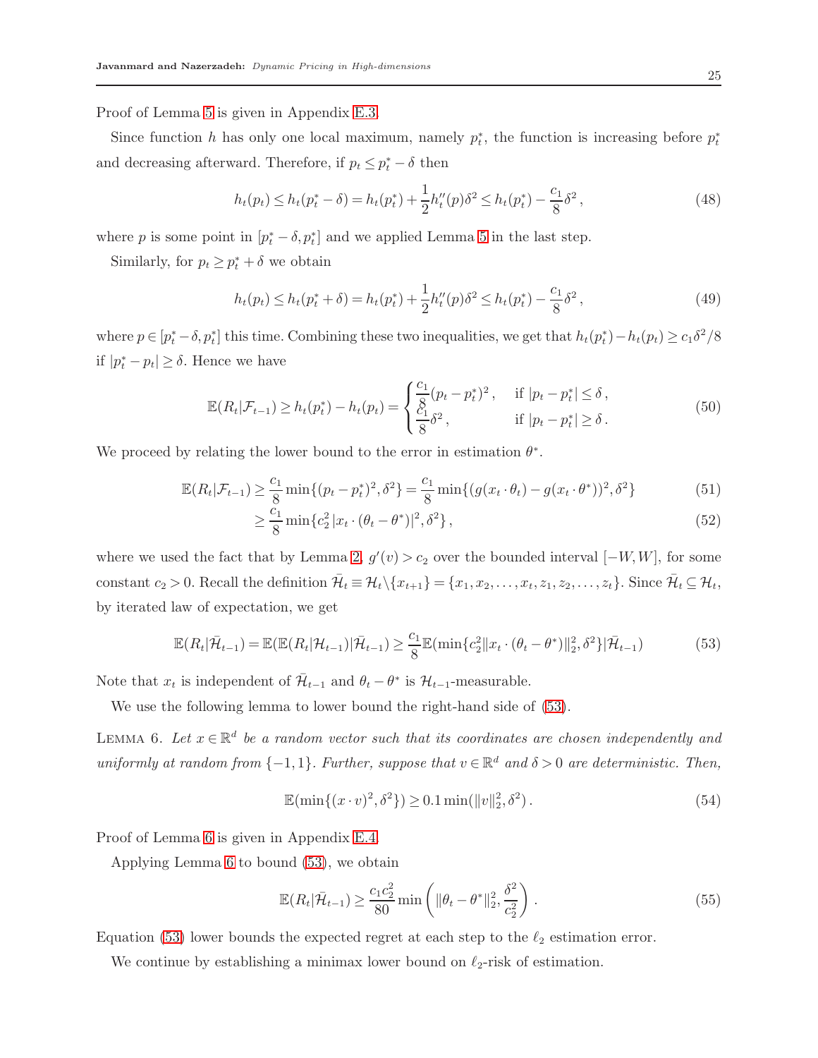Proof of Lemma 5 is given in Appendix E.3.

Since function $h$ has only one local maximum, namely $p_t^*$, the function is increasing before $p_t^*$ and decreasing afterward. Therefore, if $p_t \le p_t^* - \delta$ then

$$
h_t(p_t) \le h_t(p_t^* - \delta) = h_t(p_t^*) + \frac{1}{2} h_t''(p)\delta^2 \le h_t(p_t^*) - \frac{c_1}{8}\delta^2 \,, \tag{48}
$$

where $p$ is some point in $[p_t^* - \delta, p_t^*]$ and we applied Lemma 5 in the last step.

Similarly, for $p_t \ge p_t^* + \delta$ we obtain

$$
h_t(p_t) \le h_t(p_t^* + \delta) = h_t(p_t^*) + \frac{1}{2} h_t''(p)\delta^2 \le h_t(p_t^*) - \frac{c_1}{8}\delta^2 \,, \tag{49}
$$

where $p \in [p_t^* - \delta, p_t^*]$ this time. Combining these two inequalities, we get that $h_t(p_t^*) - h_t(p_t) \ge c_1 \delta^2/8$ if $|p_t^* - p_t| \ge \delta$. Hence we have

$$
\mathbb{E}(R_t|\mathcal{F}_{t-1}) \ge h_t(p_t^*) - h_t(p_t) = \begin{cases} \dfrac{c_1}{8}(p_t - p_t^*)^2 \,, & \text{if } |p_t - p_t^*| \le \delta \,, \\ \dfrac{c_1}{8}\delta^2 \,, & \text{if } |p_t - p_t^*| \ge \delta \,. \end{cases} \tag{50}
$$

We proceed by relating the lower bound to the error in estimation $\theta^*$.

$$
\mathbb{E}(R_t|\mathcal{F}_{t-1}) \ge \frac{c_1}{8} \min\{(p_t - p_t^*)^2, \delta^2\} = \frac{c_1}{8} \min\{(g(x_t \cdot \theta_t) - g(x_t \cdot \theta^*))^2, \delta^2\} \tag{51}
$$

$$
\ge \frac{c_1}{8} \min\{c_2^2 \, |x_t \cdot (\theta_t - \theta^*)|^2, \delta^2\} \,, \tag{52}
$$

where we used the fact that by Lemma 2, $g'(v) > c_2$ over the bounded interval $[-W, W]$, for some constant $c_2 > 0$. Recall the definition $\bar{\mathcal{H}}_t \equiv \mathcal{H}_t \backslash \{x_{t+1}\} = \{x_1, x_2, \dots, x_t, z_1, z_2, \dots, z_t\}$. Since $\bar{\mathcal{H}}_t \subseteq \mathcal{H}_t$, by iterated law of expectation, we get

$$
\mathbb{E}(R_t|\bar{\mathcal{H}}_{t-1}) = \mathbb{E}(\mathbb{E}(R_t|\mathcal{H}_{t-1})|\bar{\mathcal{H}}_{t-1}) \ge \frac{c_1}{8} \mathbb{E}(\min\{c_2^2 \|x_t \cdot (\theta_t - \theta^*)\|_2^2, \delta^2\}|\bar{\mathcal{H}}_{t-1}) \tag{53}
$$

Note that $x_t$ is independent of $\bar{\mathcal{H}}_{t-1}$ and $\theta_t - \theta^*$ is $\mathcal{H}_{t-1}$-measurable.

We use the following lemma to lower bound the right-hand side of (53).

Lemma 6. *Let $x \in \mathbb{R}^d$ be a random vector such that its coordinates are chosen independently and uniformly at random from $\{-1, 1\}$. Further, suppose that $v \in \mathbb{R}^d$ and $\delta > 0$ are deterministic. Then,*

$$
\mathbb{E}(\min\{(x \cdot v)^2, \delta^2\}) \ge 0.1 \min(\|v\|_2^2, \delta^2) \,. \tag{54}
$$

Proof of Lemma 6 is given in Appendix E.4.

Applying Lemma 6 to bound (53), we obtain

$$
\mathbb{E}(R_t|\bar{\mathcal{H}}_{t-1}) \ge \frac{c_1 c_2^2}{80} \min\left(\|\theta_t - \theta^*\|_2^2, \frac{\delta^2}{c_2^2}\right) \,. \tag{55}
$$

Equation (53) lower bounds the expected regret at each step to the $\ell_2$ estimation error.

We continue by establishing a minimax lower bound on $\ell_2$-risk of estimation.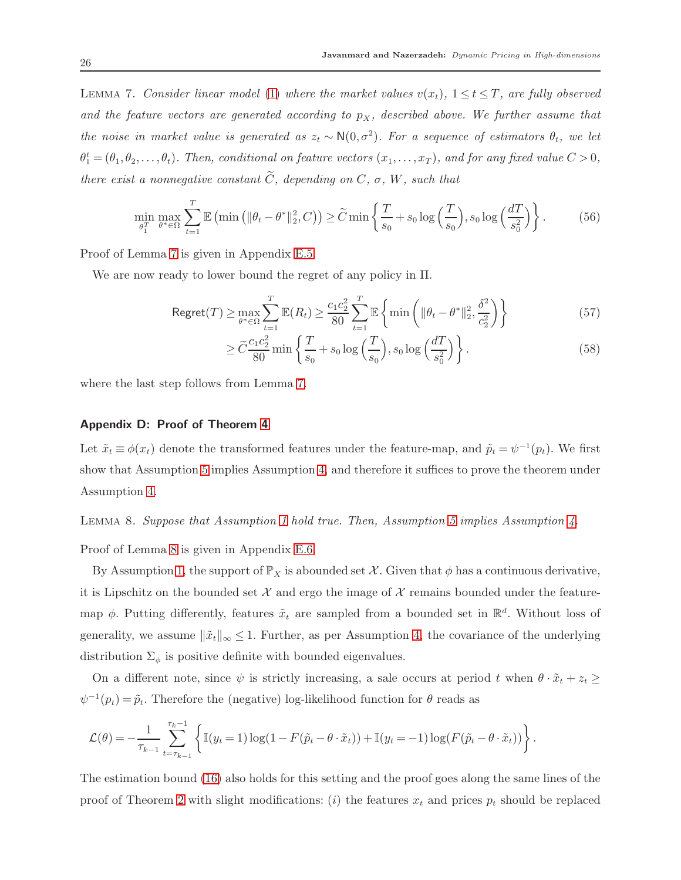LEMMA 7. *Consider linear model (1) where the market values $v(x_t)$, $1 \le t \le T$, are fully observed and the feature vectors are generated according to $p_X$, described above. We further assume that the noise in market value is generated as $z_t \sim \mathsf{N}(0,\sigma^2)$. For a sequence of estimators $\theta_t$, we let $\theta_1^t = (\theta_1, \theta_2, \dots, \theta_t)$. Then, conditional on feature vectors $(x_1, \dots, x_T)$, and for any fixed value $C > 0$, there exist a nonnegative constant $\widetilde{C}$, depending on $C$, $\sigma$, $W$, such that*

$$\min_{\theta_1^T} \max_{\theta^* \in \Omega} \sum_{t=1}^{T} \mathbb{E}\left(\min\left(\|\theta_t - \theta^*\|_2^2, C\right)\right) \ge \widetilde{C} \min\left\{\frac{T}{s_0} + s_0 \log\left(\frac{T}{s_0}\right), s_0 \log\left(\frac{dT}{s_0^2}\right)\right\}. \tag{56}$$

Proof of Lemma 7 is given in Appendix E.5.

We are now ready to lower bound the regret of any policy in $\Pi$.

$$\mathsf{Regret}(T) \ge \max_{\theta^* \in \Omega} \sum_{t=1}^{T} \mathbb{E}(R_t) \ge \frac{c_1 c_2^2}{80} \sum_{t=1}^{T} \mathbb{E}\left\{\min\left(\|\theta_t - \theta^*\|_2^2, \frac{\delta^2}{c_2^2}\right)\right\} \tag{57}$$

$$\ge \widetilde{C} \frac{c_1 c_2^2}{80} \min\left\{\frac{T}{s_0} + s_0 \log\left(\frac{T}{s_0}\right), s_0 \log\left(\frac{dT}{s_0^2}\right)\right\}. \tag{58}$$

where the last step follows from Lemma 7.

## Appendix D: Proof of Theorem 4

Let $\tilde{x}_t \equiv \phi(x_t)$ denote the transformed features under the feature-map, and $\tilde{p}_t = \psi^{-1}(p_t)$. We first show that Assumption 5 implies Assumption 4, and therefore it suffices to prove the theorem under Assumption 4.

LEMMA 8. *Suppose that Assumption 1 hold true. Then, Assumption 5 implies Assumption 4.*

Proof of Lemma 8 is given in Appendix E.6.

By Assumption 1, the support of $\mathbb{P}_X$ is abounded set $\mathcal{X}$. Given that $\phi$ has a continuous derivative, it is Lipschitz on the bounded set $\mathcal{X}$ and ergo the image of $\mathcal{X}$ remains bounded under the feature-map $\phi$. Putting differently, features $\tilde{x}_t$ are sampled from a bounded set in $\mathbb{R}^d$. Without loss of generality, we assume $\|\tilde{x}_t\|_\infty \le 1$. Further, as per Assumption 4, the covariance of the underlying distribution $\Sigma_\phi$ is positive definite with bounded eigenvalues.

On a different note, since $\psi$ is strictly increasing, a sale occurs at period $t$ when $\theta \cdot \tilde{x}_t + z_t \ge \psi^{-1}(p_t) = \tilde{p}_t$. Therefore the (negative) log-likelihood function for $\theta$ reads as

$$\mathcal{L}(\theta) = -\frac{1}{\tau_{k-1}} \sum_{t=\tau_{k-1}}^{\tau_k - 1} \left\{\mathbb{I}(y_t = 1)\log(1 - F(\tilde{p}_t - \theta \cdot \tilde{x}_t)) + \mathbb{I}(y_t = -1)\log(F(\tilde{p}_t - \theta \cdot \tilde{x}_t))\right\}.$$

The estimation bound (16) also holds for this setting and the proof goes along the same lines of the proof of Theorem 2 with slight modifications: $(i)$ the features $x_t$ and prices $p_t$ should be replaced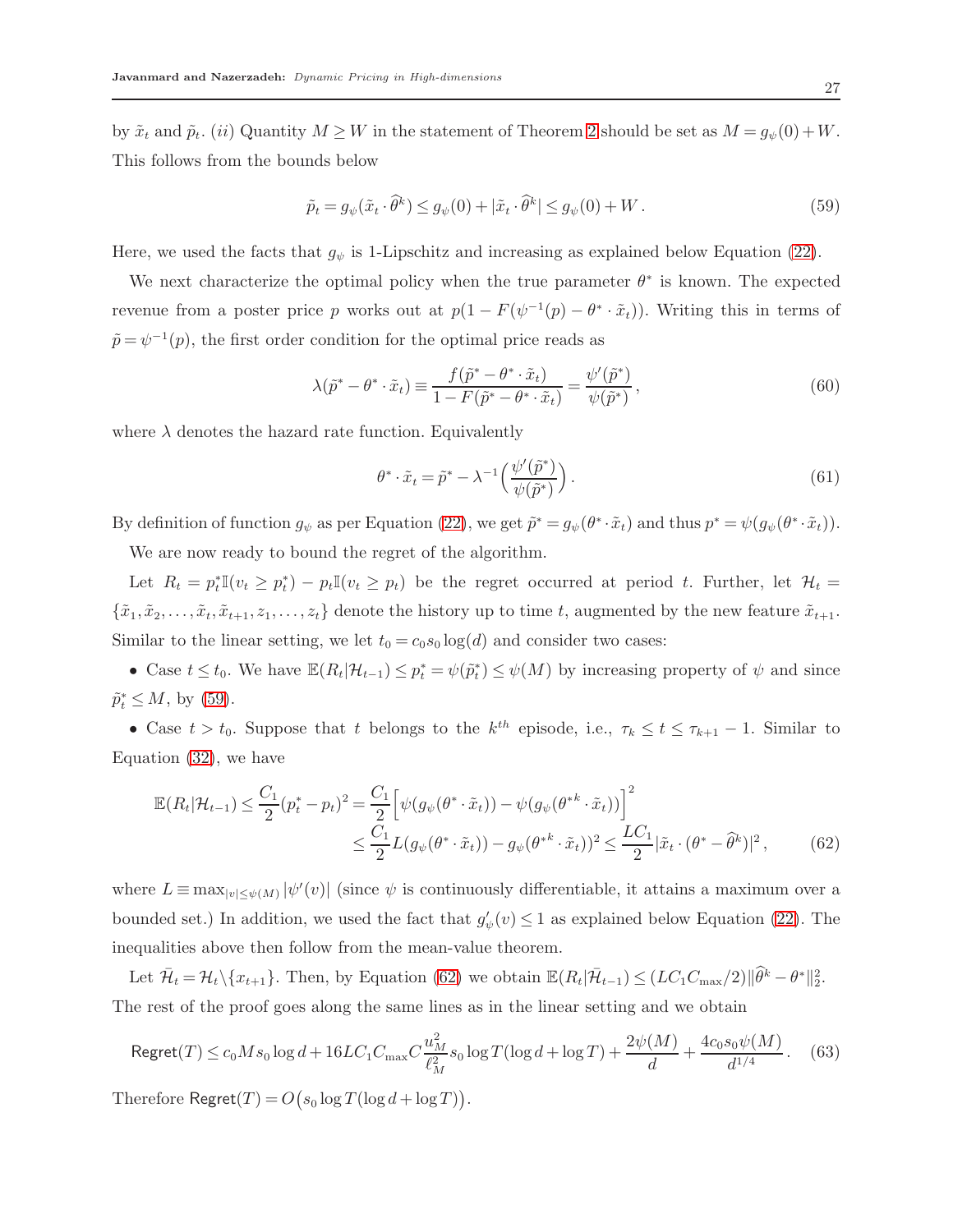by $\tilde{x}_t$ and $\tilde{p}_t$. (*ii*) Quantity $M \ge W$ in the statement of Theorem 2 should be set as $M = g_\psi(0) + W$. This follows from the bounds below

$$\tilde{p}_t = g_\psi(\tilde{x}_t \cdot \widehat{\theta}^k) \le g_\psi(0) + |\tilde{x}_t \cdot \widehat{\theta}^k| \le g_\psi(0) + W\,. \tag{59}$$

Here, we used the facts that $g_\psi$ is 1-Lipschitz and increasing as explained below Equation (22).

We next characterize the optimal policy when the true parameter $\theta^*$ is known. The expected revenue from a poster price $p$ works out at $p(1 - F(\psi^{-1}(p) - \theta^* \cdot \tilde{x}_t))$. Writing this in terms of $\tilde{p} = \psi^{-1}(p)$, the first order condition for the optimal price reads as

$$\lambda(\tilde{p}^* - \theta^* \cdot \tilde{x}_t) \equiv \frac{f(\tilde{p}^* - \theta^* \cdot \tilde{x}_t)}{1 - F(\tilde{p}^* - \theta^* \cdot \tilde{x}_t)} = \frac{\psi'(\tilde{p}^*)}{\psi(\tilde{p}^*)}\,, \tag{60}$$

where $\lambda$ denotes the hazard rate function. Equivalently

$$\theta^* \cdot \tilde{x}_t = \tilde{p}^* - \lambda^{-1}\Big(\frac{\psi'(\tilde{p}^*)}{\psi(\tilde{p}^*)}\Big)\,. \tag{61}$$

By definition of function $g_\psi$ as per Equation (22), we get $\tilde{p}^* = g_\psi(\theta^* \cdot \tilde{x}_t)$ and thus $p^* = \psi(g_\psi(\theta^* \cdot \tilde{x}_t))$.

We are now ready to bound the regret of the algorithm.

Let $R_t = p_t^* \mathbb{I}(v_t \ge p_t^*) - p_t \mathbb{I}(v_t \ge p_t)$ be the regret occurred at period $t$. Further, let $\mathcal{H}_t = \{\tilde{x}_1, \tilde{x}_2, \dots, \tilde{x}_t, \tilde{x}_{t+1}, z_1, \dots, z_t\}$ denote the history up to time $t$, augmented by the new feature $\tilde{x}_{t+1}$. Similar to the linear setting, we let $t_0 = c_0 s_0 \log(d)$ and consider two cases:

- Case $t \le t_0$. We have $\mathbb{E}(R_t | \mathcal{H}_{t-1}) \le p_t^* = \psi(\tilde{p}_t^*) \le \psi(M)$ by increasing property of $\psi$ and since $\tilde{p}_t^* \le M$, by (59).
- Case $t > t_0$. Suppose that $t$ belongs to the $k^{th}$ episode, i.e., $\tau_k \le t \le \tau_{k+1} - 1$. Similar to Equation (32), we have

$$\begin{aligned}
\mathbb{E}(R_t | \mathcal{H}_{t-1}) \le \frac{C_1}{2}(p_t^* - p_t)^2 &= \frac{C_1}{2}\Big[\psi(g_\psi(\theta^* \cdot \tilde{x}_t)) - \psi(g_\psi(\theta^{*k} \cdot \tilde{x}_t))\Big]^2 \\
&\le \frac{C_1}{2} L (g_\psi(\theta^* \cdot \tilde{x}_t)) - g_\psi(\theta^{*k} \cdot \tilde{x}_t))^2 \le \frac{LC_1}{2} |\tilde{x}_t \cdot (\theta^* - \widehat{\theta}^k)|^2\,,
\end{aligned} \tag{62}$$

where $L \equiv \max_{|v| \le \psi(M)} |\psi'(v)|$ (since $\psi$ is continuously differentiable, it attains a maximum over a bounded set.) In addition, we used the fact that $g'_\psi(v) \le 1$ as explained below Equation (22). The inequalities above then follow from the mean-value theorem.

Let $\bar{\mathcal{H}}_t = \mathcal{H}_t \backslash \{x_{t+1}\}$. Then, by Equation (62) we obtain $\mathbb{E}(R_t | \bar{\mathcal{H}}_{t-1}) \le (LC_1 C_{\max}/2) \|\widehat{\theta}^k - \theta^*\|_2^2$. The rest of the proof goes along the same lines as in the linear setting and we obtain

$$\mathsf{Regret}(T) \le c_0 M s_0 \log d + 16 L C_1 C_{\max} C \frac{u_M^2}{\ell_M^2} s_0 \log T (\log d + \log T) + \frac{2\psi(M)}{d} + \frac{4 c_0 s_0 \psi(M)}{d^{1/4}}\,. \tag{63}$$

Therefore $\mathsf{Regret}(T) = O\big(s_0 \log T (\log d + \log T)\big)$.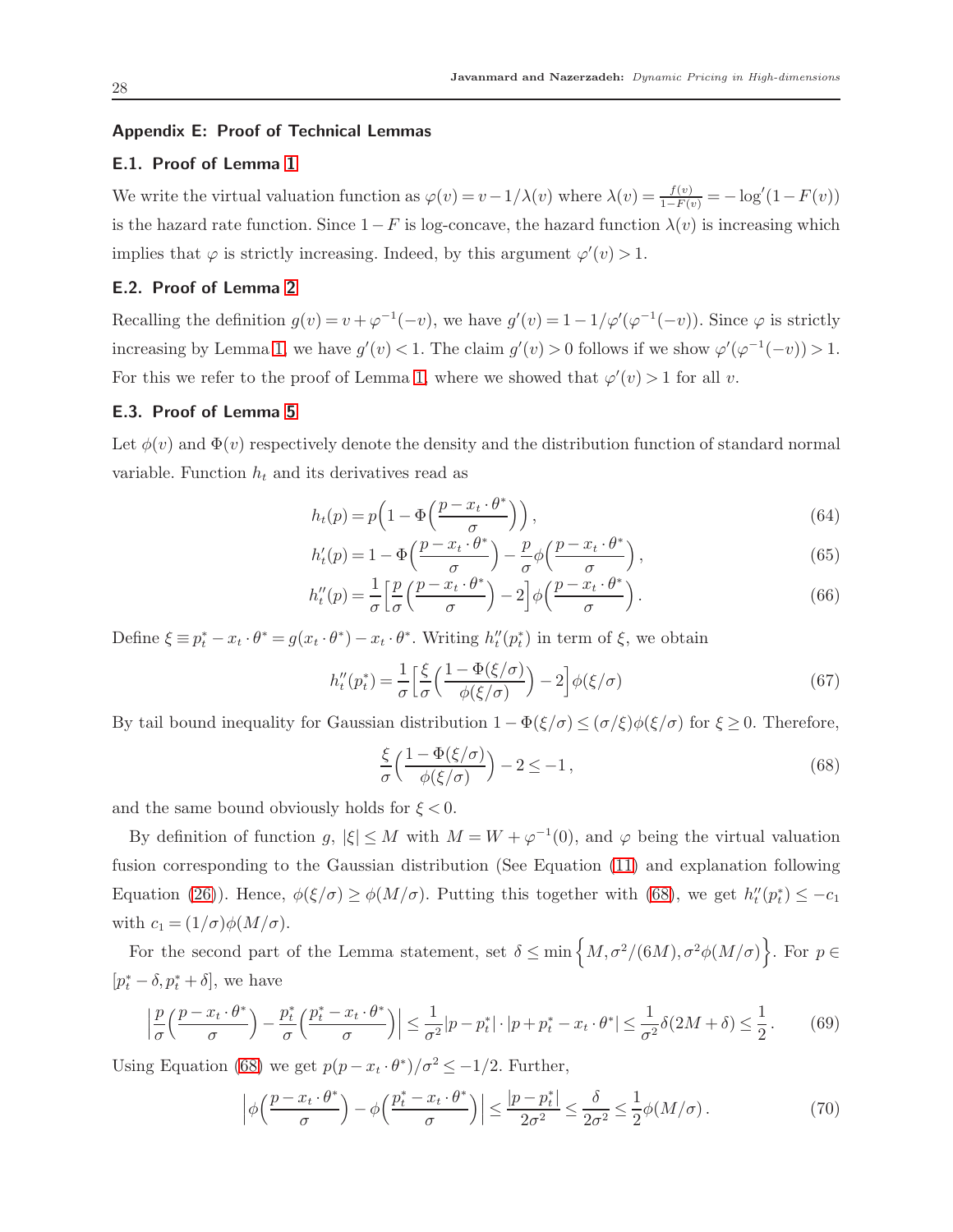## Appendix E: Proof of Technical Lemmas

### E.1. Proof of Lemma 1

We write the virtual valuation function as $\varphi(v) = v - 1/\lambda(v)$ where $\lambda(v) = \frac{f(v)}{1-F(v)} = -\log'(1-F(v))$ is the hazard rate function. Since $1-F$ is log-concave, the hazard function $\lambda(v)$ is increasing which implies that $\varphi$ is strictly increasing. Indeed, by this argument $\varphi'(v) > 1$.

### E.2. Proof of Lemma 2

Recalling the definition $g(v) = v + \varphi^{-1}(-v)$, we have $g'(v) = 1 - 1/\varphi'(\varphi^{-1}(-v))$. Since $\varphi$ is strictly increasing by Lemma 1, we have $g'(v) < 1$. The claim $g'(v) > 0$ follows if we show $\varphi'(\varphi^{-1}(-v)) > 1$. For this we refer to the proof of Lemma 1, where we showed that $\varphi'(v) > 1$ for all $v$.

### E.3. Proof of Lemma 5

Let $\phi(v)$ and $\Phi(v)$ respectively denote the density and the distribution function of standard normal variable. Function $h_t$ and its derivatives read as

$$h_t(p) = p\Big(1 - \Phi\Big(\frac{p - x_t\cdot\theta^*}{\sigma}\Big)\Big)\,, \tag{64}$$

$$h_t'(p) = 1 - \Phi\Big(\frac{p - x_t\cdot\theta^*}{\sigma}\Big) - \frac{p}{\sigma}\phi\Big(\frac{p - x_t\cdot\theta^*}{\sigma}\Big)\,, \tag{65}$$

$$h_t''(p) = \frac{1}{\sigma}\Big[\frac{p}{\sigma}\Big(\frac{p - x_t\cdot\theta^*}{\sigma}\Big) - 2\Big]\phi\Big(\frac{p - x_t\cdot\theta^*}{\sigma}\Big)\,. \tag{66}$$

Define $\xi \equiv p_t^* - x_t\cdot\theta^* = g(x_t\cdot\theta^*) - x_t\cdot\theta^*$. Writing $h_t''(p_t^*)$ in term of $\xi$, we obtain

$$h_t''(p_t^*) = \frac{1}{\sigma}\Big[\frac{\xi}{\sigma}\Big(\frac{1-\Phi(\xi/\sigma)}{\phi(\xi/\sigma)}\Big) - 2\Big]\phi(\xi/\sigma) \tag{67}$$

By tail bound inequality for Gaussian distribution $1 - \Phi(\xi/\sigma) \le (\sigma/\xi)\phi(\xi/\sigma)$ for $\xi \ge 0$. Therefore,

$$\frac{\xi}{\sigma}\Big(\frac{1-\Phi(\xi/\sigma)}{\phi(\xi/\sigma)}\Big) - 2 \le -1\,, \tag{68}$$

and the same bound obviously holds for $\xi < 0$.

By definition of function $g$, $|\xi| \le M$ with $M = W + \varphi^{-1}(0)$, and $\varphi$ being the virtual valuation fusion corresponding to the Gaussian distribution (See Equation (11) and explanation following Equation (26)). Hence, $\phi(\xi/\sigma) \ge \phi(M/\sigma)$. Putting this together with (68), we get $h_t''(p_t^*) \le -c_1$ with $c_1 = (1/\sigma)\phi(M/\sigma)$.

For the second part of the Lemma statement, set $\delta \le \min\Big\{M, \sigma^2/(6M), \sigma^2\phi(M/\sigma)\Big\}$. For $p \in [p_t^* - \delta, p_t^* + \delta]$, we have

$$\Big|\frac{p}{\sigma}\Big(\frac{p - x_t\cdot\theta^*}{\sigma}\Big) - \frac{p_t^*}{\sigma}\Big(\frac{p_t^* - x_t\cdot\theta^*}{\sigma}\Big)\Big| \le \frac{1}{\sigma^2}|p - p_t^*|\cdot|p + p_t^* - x_t\cdot\theta^*| \le \frac{1}{\sigma^2}\delta(2M+\delta) \le \frac{1}{2}\,. \tag{69}$$

Using Equation (68) we get $p(p - x_t\cdot\theta^*)/\sigma^2 \le -1/2$. Further,

$$\Big|\phi\Big(\frac{p - x_t\cdot\theta^*}{\sigma}\Big) - \phi\Big(\frac{p_t^* - x_t\cdot\theta^*}{\sigma}\Big)\Big| \le \frac{|p - p_t^*|}{2\sigma^2} \le \frac{\delta}{2\sigma^2} \le \frac{1}{2}\phi(M/\sigma)\,. \tag{70}$$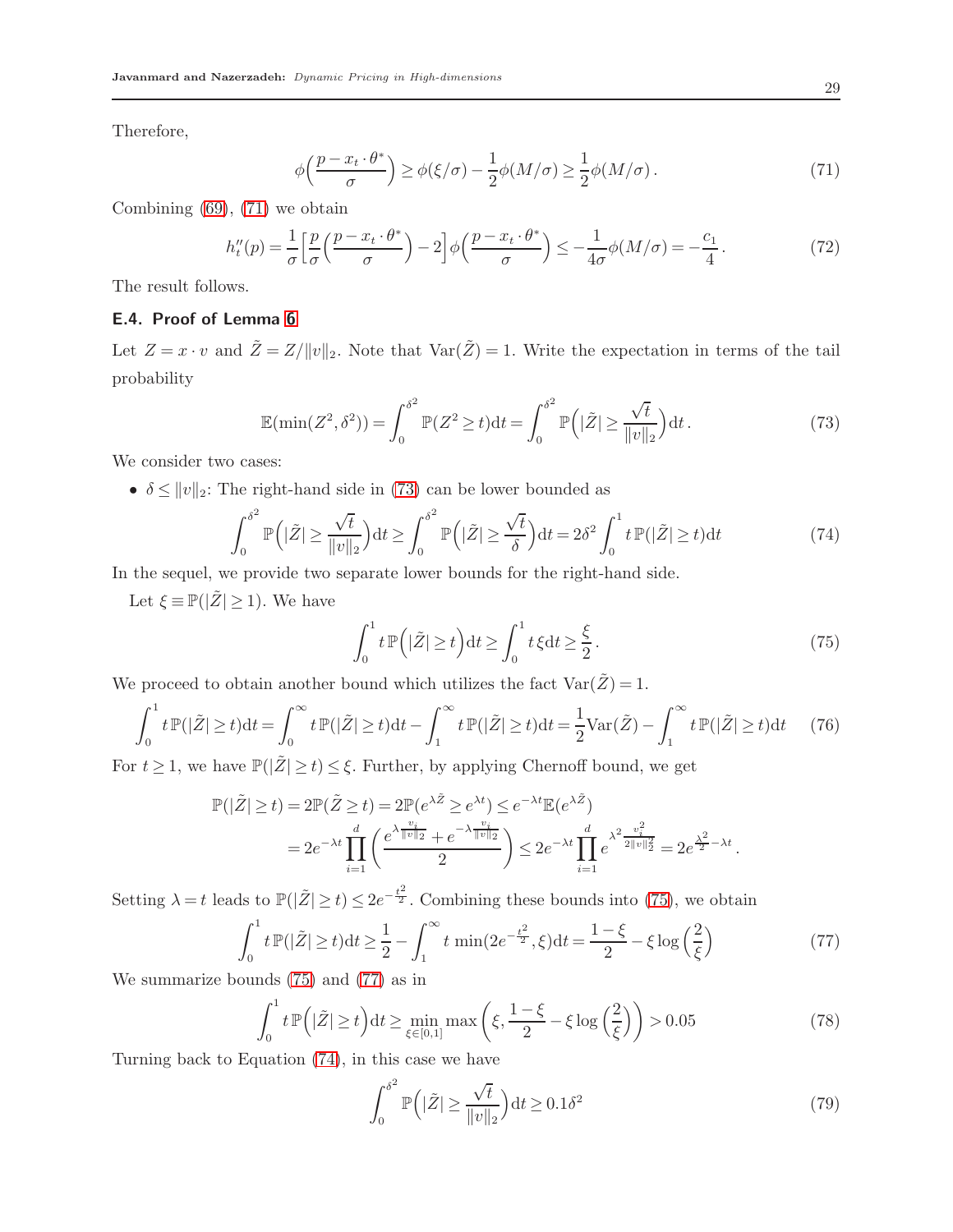Therefore,

$$\phi\Big(\frac{p - x_t \cdot \theta^*}{\sigma}\Big) \ge \phi(\xi/\sigma) - \frac{1}{2}\phi(M/\sigma) \ge \frac{1}{2}\phi(M/\sigma)\,. \tag{71}$$

Combining (69), (71) we obtain

$$h_t''(p) = \frac{1}{\sigma}\Big[\frac{p}{\sigma}\Big(\frac{p - x_t \cdot \theta^*}{\sigma}\Big) - 2\Big]\phi\Big(\frac{p - x_t \cdot \theta^*}{\sigma}\Big) \le -\frac{1}{4\sigma}\phi(M/\sigma) = -\frac{c_1}{4}\,. \tag{72}$$

The result follows.

### E.4. Proof of Lemma 6

Let $Z = x \cdot v$ and $\tilde{Z} = Z/\|v\|_2$. Note that $\mathrm{Var}(\tilde{Z}) = 1$. Write the expectation in terms of the tail probability

$$\mathbb{E}(\min(Z^2, \delta^2)) = \int_0^{\delta^2} \mathbb{P}(Z^2 \ge t)\mathrm{d}t = \int_0^{\delta^2} \mathbb{P}\Big(|\tilde{Z}| \ge \frac{\sqrt{t}}{\|v\|_2}\Big)\mathrm{d}t\,. \tag{73}$$

We consider two cases:

- $\delta \le \|v\|_2$: The right-hand side in (73) can be lower bounded as

$$\int_0^{\delta^2} \mathbb{P}\Big(|\tilde{Z}| \ge \frac{\sqrt{t}}{\|v\|_2}\Big)\mathrm{d}t \ge \int_0^{\delta^2} \mathbb{P}\Big(|\tilde{Z}| \ge \frac{\sqrt{t}}{\delta}\Big)\mathrm{d}t = 2\delta^2 \int_0^1 t\,\mathbb{P}(|\tilde{Z}| \ge t)\mathrm{d}t \tag{74}$$

In the sequel, we provide two separate lower bounds for the right-hand side.

Let $\xi \equiv \mathbb{P}(|\tilde{Z}| \ge 1)$. We have

$$\int_0^1 t\,\mathbb{P}\Big(|\tilde{Z}| \ge t\Big)\mathrm{d}t \ge \int_0^1 t\,\xi \mathrm{d}t \ge \frac{\xi}{2}\,. \tag{75}$$

We proceed to obtain another bound which utilizes the fact $\mathrm{Var}(\tilde{Z}) = 1$.

$$\int_0^1 t\,\mathbb{P}(|\tilde{Z}| \ge t)\mathrm{d}t = \int_0^\infty t\,\mathbb{P}(|\tilde{Z}| \ge t)\mathrm{d}t - \int_1^\infty t\,\mathbb{P}(|\tilde{Z}| \ge t)\mathrm{d}t = \frac{1}{2}\mathrm{Var}(\tilde{Z}) - \int_1^\infty t\,\mathbb{P}(|\tilde{Z}| \ge t)\mathrm{d}t \tag{76}$$

For $t \ge 1$, we have $\mathbb{P}(|\tilde{Z}| \ge t) \le \xi$. Further, by applying Chernoff bound, we get

$$\begin{aligned}
\mathbb{P}(|\tilde{Z}| \ge t) &= 2\mathbb{P}(\tilde{Z} \ge t) = 2\mathbb{P}(e^{\lambda \tilde{Z}} \ge e^{\lambda t}) \le e^{-\lambda t}\mathbb{E}(e^{\lambda \tilde{Z}}) \\
&= 2e^{-\lambda t}\prod_{i=1}^d \Bigg(\frac{e^{\lambda \frac{v_i}{\|v\|_2}} + e^{-\lambda \frac{v_i}{\|v\|_2}}}{2}\Bigg) \le 2e^{-\lambda t}\prod_{i=1}^d e^{\lambda^2 \frac{v_i^2}{2\|v\|_2^2}} = 2e^{\frac{\lambda^2}{2} - \lambda t}\,.
\end{aligned}$$

Setting $\lambda = t$ leads to $\mathbb{P}(|\tilde{Z}| \ge t) \le 2e^{-\frac{t^2}{2}}$. Combining these bounds into (75), we obtain

$$\int_0^1 t\,\mathbb{P}(|\tilde{Z}| \ge t)\mathrm{d}t \ge \frac{1}{2} - \int_1^\infty t\,\min(2e^{-\frac{t^2}{2}}, \xi)\mathrm{d}t = \frac{1-\xi}{2} - \xi \log\Big(\frac{2}{\xi}\Big) \tag{77}$$

We summarize bounds (75) and (77) as in

$$\int_0^1 t\,\mathbb{P}\Big(|\tilde{Z}| \ge t\Big)\mathrm{d}t \ge \min_{\xi \in [0,1]} \max\Big(\xi, \frac{1-\xi}{2} - \xi \log\Big(\frac{2}{\xi}\Big)\Big) > 0.05 \tag{78}$$

Turning back to Equation (74), in this case we have

$$\int_0^{\delta^2} \mathbb{P}\Big(|\tilde{Z}| \ge \frac{\sqrt{t}}{\|v\|_2}\Big)\mathrm{d}t \ge 0.1\delta^2 \tag{79}$$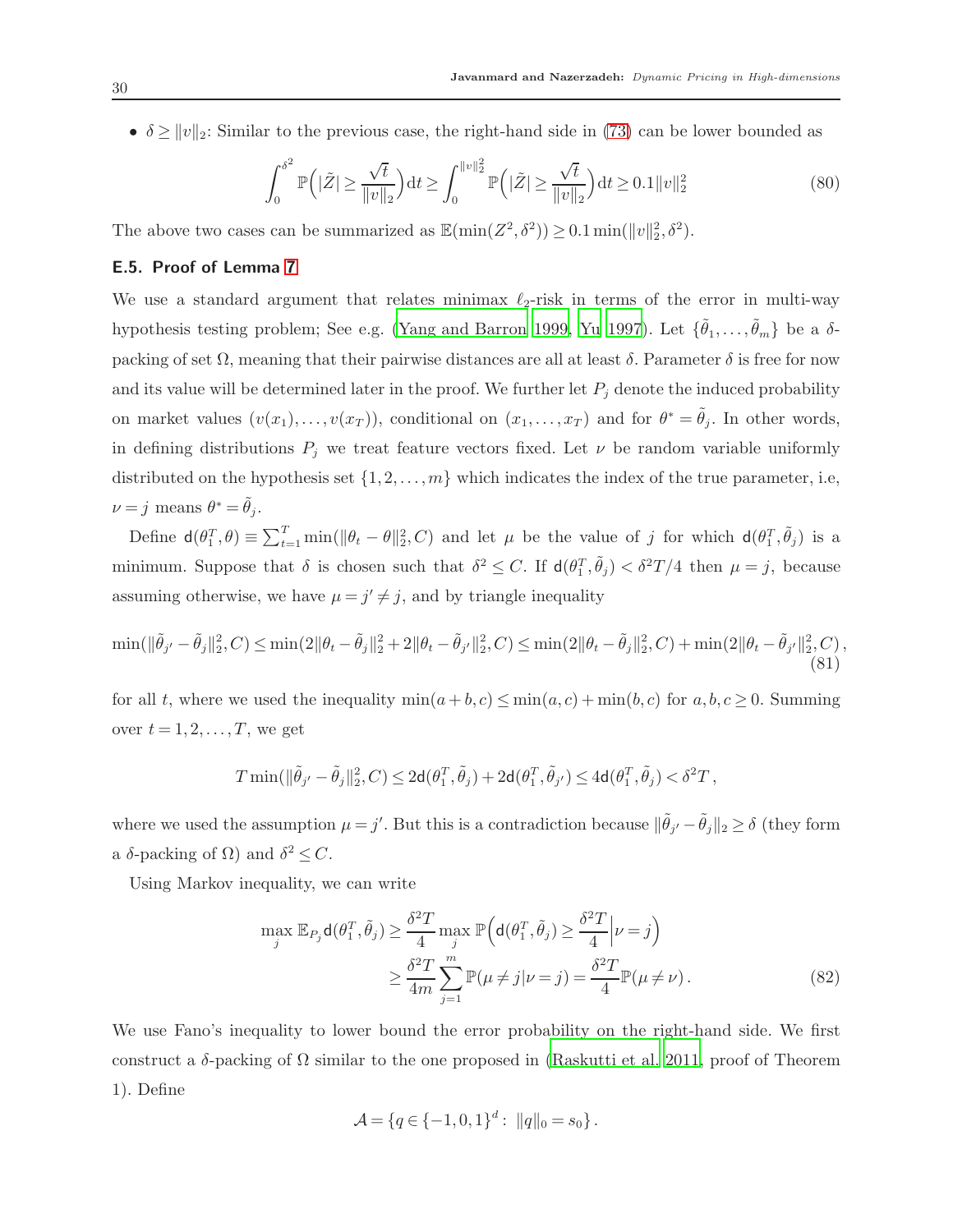- $\delta \ge \|v\|_2$: Similar to the previous case, the right-hand side in (73) can be lower bounded as

$$\int_0^{\delta^2} \mathbb{P}\Big(|\tilde{Z}| \ge \frac{\sqrt{t}}{\|v\|_2}\Big) \mathrm{d}t \ge \int_0^{\|v\|_2^2} \mathbb{P}\Big(|\tilde{Z}| \ge \frac{\sqrt{t}}{\|v\|_2}\Big) \mathrm{d}t \ge 0.1\|v\|_2^2 \tag{80}$$

The above two cases can be summarized as $\mathbb{E}(\min(Z^2, \delta^2)) \ge 0.1 \min(\|v\|_2^2, \delta^2)$.

### E.5. Proof of Lemma 7

We use a standard argument that relates minimax $\ell_2$-risk in terms of the error in multi-way hypothesis testing problem; See e.g. (Yang and Barron 1999, Yu 1997). Let $\{\tilde{\theta}_1, \dots, \tilde{\theta}_m\}$ be a $\delta$-packing of set $\Omega$, meaning that their pairwise distances are all at least $\delta$. Parameter $\delta$ is free for now and its value will be determined later in the proof. We further let $P_j$ denote the induced probability on market values $(v(x_1), \dots, v(x_T))$, conditional on $(x_1, \dots, x_T)$ and for $\theta^* = \tilde{\theta}_j$. In other words, in defining distributions $P_j$ we treat feature vectors fixed. Let $\nu$ be random variable uniformly distributed on the hypothesis set $\{1, 2, \dots, m\}$ which indicates the index of the true parameter, i.e, $\nu = j$ means $\theta^* = \tilde{\theta}_j$.

Define $\mathsf{d}(\theta_1^T, \theta) \equiv \sum_{t=1}^T \min(\|\theta_t - \theta\|_2^2, C)$ and let $\mu$ be the value of $j$ for which $\mathsf{d}(\theta_1^T, \tilde{\theta}_j)$ is a minimum. Suppose that $\delta$ is chosen such that $\delta^2 \le C$. If $\mathsf{d}(\theta_1^T, \tilde{\theta}_j) < \delta^2 T/4$ then $\mu = j$, because assuming otherwise, we have $\mu = j' \neq j$, and by triangle inequality

$$\min(\|\tilde{\theta}_{j'} - \tilde{\theta}_j\|_2^2, C) \le \min(2\|\theta_t - \tilde{\theta}_j\|_2^2 + 2\|\theta_t - \tilde{\theta}_{j'}\|_2^2, C) \le \min(2\|\theta_t - \tilde{\theta}_j\|_2^2, C) + \min(2\|\theta_t - \tilde{\theta}_{j'}\|_2^2, C)\,, \tag{81}$$

for all $t$, where we used the inequality $\min(a + b, c) \le \min(a, c) + \min(b, c)$ for $a, b, c \ge 0$. Summing over $t = 1, 2, \dots, T$, we get

$$T \min(\|\tilde{\theta}_{j'} - \tilde{\theta}_j\|_2^2, C) \le 2\mathsf{d}(\theta_1^T, \tilde{\theta}_j) + 2\mathsf{d}(\theta_1^T, \tilde{\theta}_{j'}) \le 4\mathsf{d}(\theta_1^T, \tilde{\theta}_j) < \delta^2 T\,,$$

where we used the assumption $\mu = j'$. But this is a contradiction because $\|\tilde{\theta}_{j'} - \tilde{\theta}_j\|_2 \ge \delta$ (they form a $\delta$-packing of $\Omega$) and $\delta^2 \le C$.

Using Markov inequality, we can write

$$\begin{aligned}
\max_j \mathbb{E}_{P_j} \mathsf{d}(\theta_1^T, \tilde{\theta}_j) &\ge \frac{\delta^2 T}{4} \max_j \mathbb{P}\Big(\mathsf{d}(\theta_1^T, \tilde{\theta}_j) \ge \frac{\delta^2 T}{4} \Big| \nu = j\Big) \\
&\ge \frac{\delta^2 T}{4m} \sum_{j=1}^m \mathbb{P}(\mu \neq j | \nu = j) = \frac{\delta^2 T}{4} \mathbb{P}(\mu \neq \nu)\,.
\end{aligned} \tag{82}$$

We use Fano's inequality to lower bound the error probability on the right-hand side. We first construct a $\delta$-packing of $\Omega$ similar to the one proposed in (Raskutti et al. 2011, proof of Theorem 1). Define

$$\mathcal{A} = \{q \in \{-1, 0, 1\}^d : \ \|q\|_0 = s_0\}\,.$$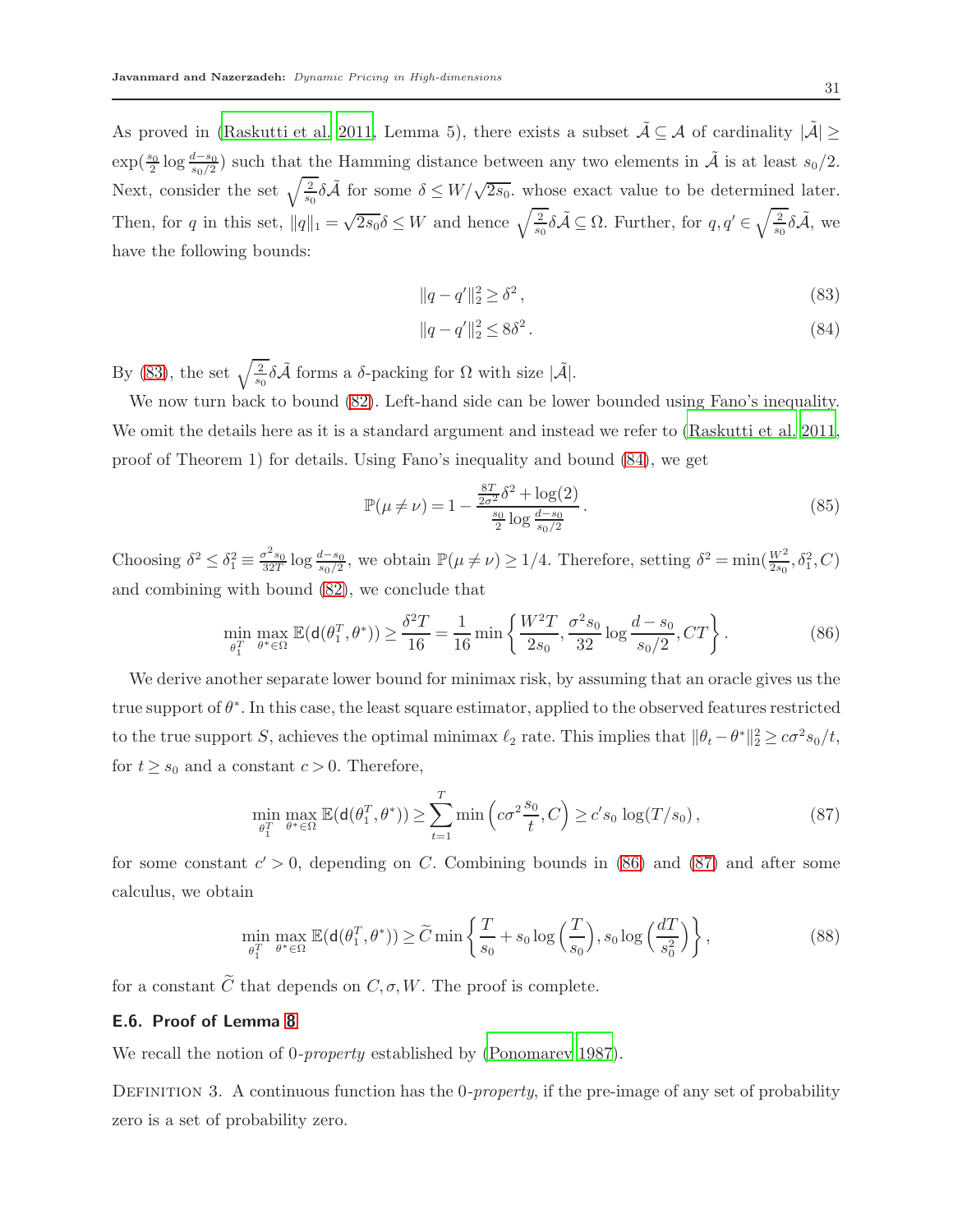As proved in (Raskutti et al. 2011, Lemma 5), there exists a subset $\tilde{\mathcal{A}} \subseteq \mathcal{A}$ of cardinality $|\tilde{\mathcal{A}}| \geq \exp(\frac{s_0}{2}\log\frac{d-s_0}{s_0/2})$ such that the Hamming distance between any two elements in $\tilde{\mathcal{A}}$ is at least $s_0/2$. Next, consider the set $\sqrt{\frac{2}{s_0}}\delta\tilde{\mathcal{A}}$ for some $\delta \leq W/\sqrt{2s_0}$. whose exact value to be determined later. Then, for $q$ in this set, $\|q\|_1 = \sqrt{2s_0}\delta \leq W$ and hence $\sqrt{\frac{2}{s_0}}\delta\tilde{\mathcal{A}} \subseteq \Omega$. Further, for $q, q' \in \sqrt{\frac{2}{s_0}}\delta\tilde{\mathcal{A}}$, we have the following bounds:

$$\|q - q'\|_2^2 \geq \delta^2\,, \tag{83}$$

$$\|q - q'\|_2^2 \leq 8\delta^2\,. \tag{84}$$

By (83), the set $\sqrt{\frac{2}{s_0}}\delta\tilde{\mathcal{A}}$ forms a $\delta$-packing for $\Omega$ with size $|\tilde{\mathcal{A}}|$.

We now turn back to bound (82). Left-hand side can be lower bounded using Fano's inequality. We omit the details here as it is a standard argument and instead we refer to (Raskutti et al. 2011, proof of Theorem 1) for details. Using Fano's inequality and bound (84), we get

$$\mathbb{P}(\mu \neq \nu) = 1 - \frac{\frac{8T}{2\sigma^2}\delta^2 + \log(2)}{\frac{s_0}{2}\log\frac{d-s_0}{s_0/2}}\,. \tag{85}$$

Choosing $\delta^2 \leq \delta_1^2 \equiv \frac{\sigma^2 s_0}{32T}\log\frac{d-s_0}{s_0/2}$, we obtain $\mathbb{P}(\mu \neq \nu) \geq 1/4$. Therefore, setting $\delta^2 = \min(\frac{W^2}{2s_0}, \delta_1^2, C)$ and combining with bound (82), we conclude that

$$\min_{\theta_1^T}\max_{\theta^*\in\Omega}\mathbb{E}(\mathsf{d}(\theta_1^T,\theta^*)) \geq \frac{\delta^2 T}{16} = \frac{1}{16}\min\left\{\frac{W^2 T}{2s_0}, \frac{\sigma^2 s_0}{32}\log\frac{d-s_0}{s_0/2}, CT\right\}. \tag{86}$$

We derive another separate lower bound for minimax risk, by assuming that an oracle gives us the true support of $\theta^*$. In this case, the least square estimator, applied to the observed features restricted to the true support $S$, achieves the optimal minimax $\ell_2$ rate. This implies that $\|\theta_t - \theta^*\|_2^2 \geq c\sigma^2 s_0/t$, for $t \geq s_0$ and a constant $c > 0$. Therefore,

$$\min_{\theta_1^T}\max_{\theta^*\in\Omega}\mathbb{E}(\mathsf{d}(\theta_1^T,\theta^*)) \geq \sum_{t=1}^{T}\min\left(c\sigma^2\frac{s_0}{t}, C\right) \geq c' s_0\log(T/s_0)\,, \tag{87}$$

for some constant $c' > 0$, depending on $C$. Combining bounds in (86) and (87) and after some calculus, we obtain

$$\min_{\theta_1^T}\max_{\theta^*\in\Omega}\mathbb{E}(\mathsf{d}(\theta_1^T,\theta^*)) \geq \widetilde{C}\min\left\{\frac{T}{s_0} + s_0\log\left(\frac{T}{s_0}\right), s_0\log\left(\frac{dT}{s_0^2}\right)\right\}, \tag{88}$$

for a constant $\widetilde{C}$ that depends on $C, \sigma, W$. The proof is complete.

### E.6. Proof of Lemma 8

We recall the notion of 0-*property* established by (Ponomarev 1987).

Definition 3. A continuous function has the 0-*property*, if the pre-image of any set of probability zero is a set of probability zero.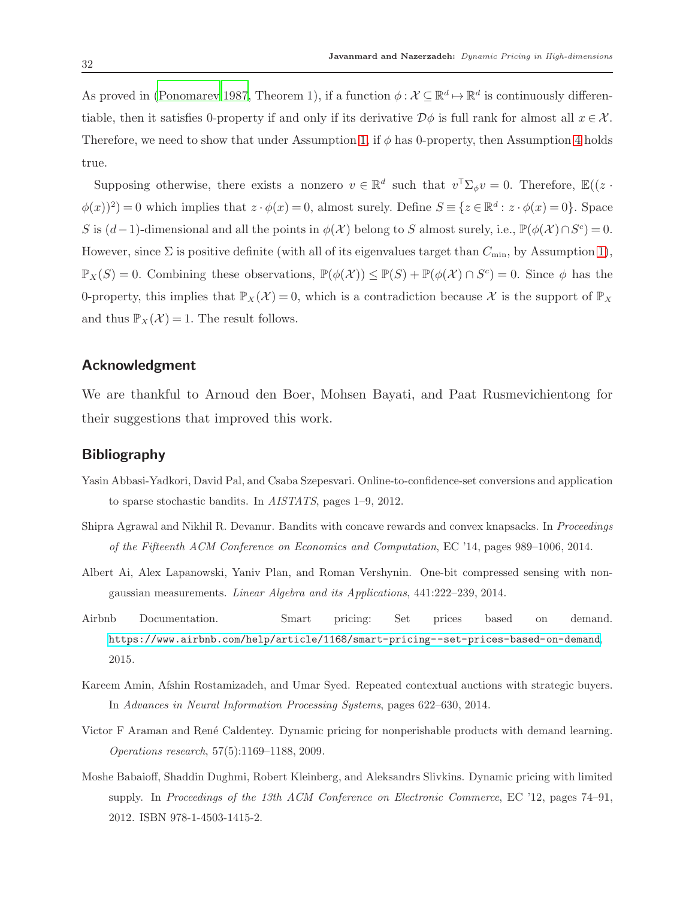As proved in (Ponomarev 1987, Theorem 1), if a function $\phi : \mathcal{X} \subseteq \mathbb{R}^d \mapsto \mathbb{R}^d$ is continuously differentiable, then it satisfies 0-property if and only if its derivative $\mathcal{D}\phi$ is full rank for almost all $x \in \mathcal{X}$. Therefore, we need to show that under Assumption 1, if $\phi$ has 0-property, then Assumption 4 holds true.

Supposing otherwise, there exists a nonzero $v \in \mathbb{R}^d$ such that $v^\mathsf{T}\Sigma_\phi v = 0$. Therefore, $\mathbb{E}((z \cdot \phi(x))^2) = 0$ which implies that $z \cdot \phi(x) = 0$, almost surely. Define $S \equiv \{z \in \mathbb{R}^d : z \cdot \phi(x) = 0\}$. Space $S$ is $(d-1)$-dimensional and all the points in $\phi(\mathcal{X})$ belong to $S$ almost surely, i.e., $\mathbb{P}(\phi(\mathcal{X}) \cap S^c) = 0$. However, since $\Sigma$ is positive definite (with all of its eigenvalues target than $C_{\min}$, by Assumption 1), $\mathbb{P}_X(S) = 0$. Combining these observations, $\mathbb{P}(\phi(\mathcal{X})) \le \mathbb{P}(S) + \mathbb{P}(\phi(\mathcal{X}) \cap S^c) = 0$. Since $\phi$ has the 0-property, this implies that $\mathbb{P}_X(\mathcal{X}) = 0$, which is a contradiction because $\mathcal{X}$ is the support of $\mathbb{P}_X$ and thus $\mathbb{P}_X(\mathcal{X}) = 1$. The result follows.

## Acknowledgment

We are thankful to Arnoud den Boer, Mohsen Bayati, and Paat Rusmevichientong for their suggestions that improved this work.

## Bibliography

Yasin Abbasi-Yadkori, David Pal, and Csaba Szepesvari. Online-to-confidence-set conversions and application to sparse stochastic bandits. In *AISTATS*, pages 1–9, 2012.

Shipra Agrawal and Nikhil R. Devanur. Bandits with concave rewards and convex knapsacks. In *Proceedings of the Fifteenth ACM Conference on Economics and Computation*, EC '14, pages 989–1006, 2014.

Albert Ai, Alex Lapanowski, Yaniv Plan, and Roman Vershynin. One-bit compressed sensing with non-gaussian measurements. *Linear Algebra and its Applications*, 441:222–239, 2014.

Airbnb Documentation. Smart pricing: Set prices based on demand. https://www.airbnb.com/help/article/1168/smart-pricing--set-prices-based-on-demand, 2015.

Kareem Amin, Afshin Rostamizadeh, and Umar Syed. Repeated contextual auctions with strategic buyers. In *Advances in Neural Information Processing Systems*, pages 622–630, 2014.

Victor F Araman and René Caldentey. Dynamic pricing for nonperishable products with demand learning. *Operations research*, 57(5):1169–1188, 2009.

Moshe Babaioff, Shaddin Dughmi, Robert Kleinberg, and Aleksandrs Slivkins. Dynamic pricing with limited supply. In *Proceedings of the 13th ACM Conference on Electronic Commerce*, EC '12, pages 74–91, 2012. ISBN 978-1-4503-1415-2.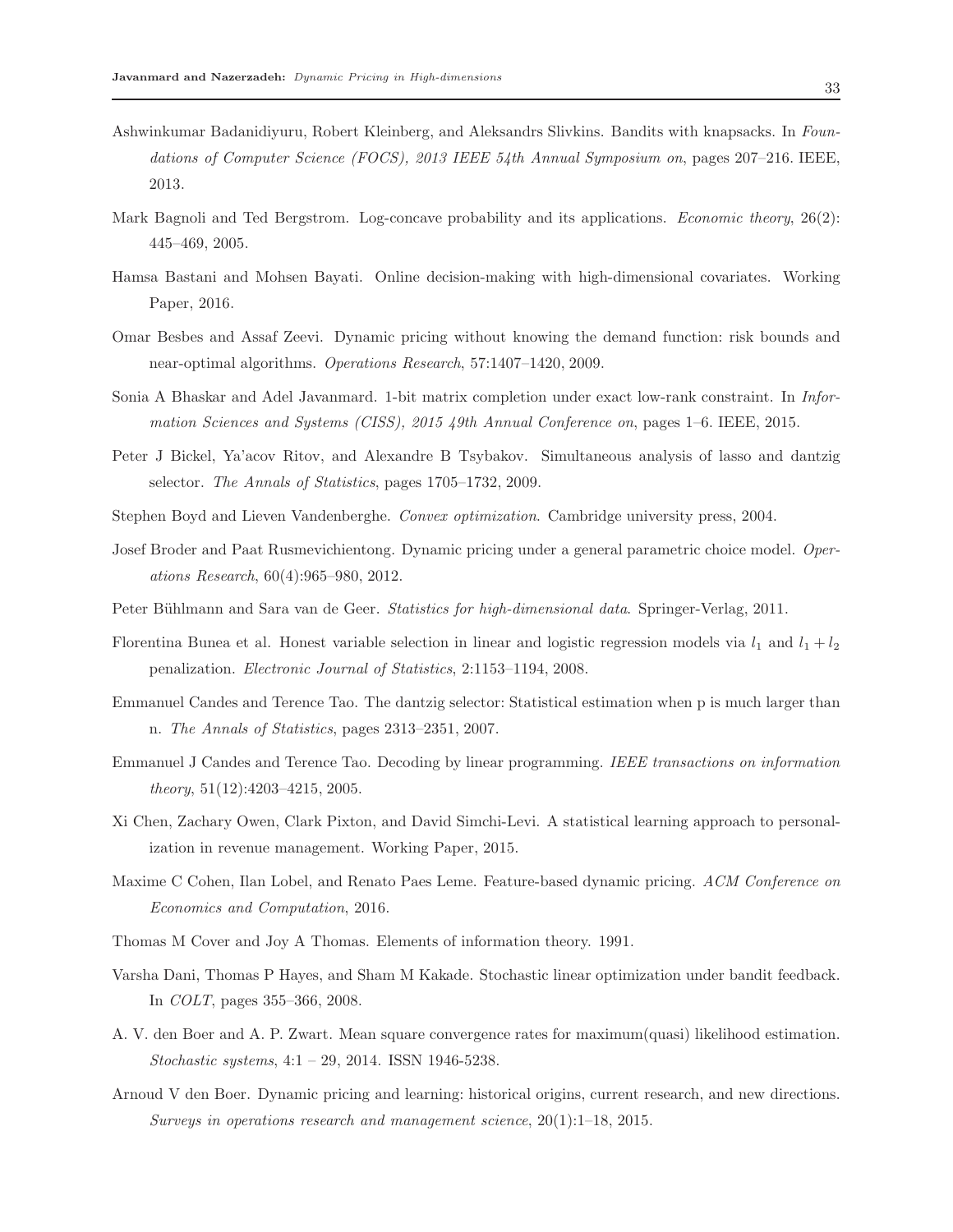Ashwinkumar Badanidiyuru, Robert Kleinberg, and Aleksandrs Slivkins. Bandits with knapsacks. In *Foundations of Computer Science (FOCS), 2013 IEEE 54th Annual Symposium on*, pages 207–216. IEEE, 2013.

Mark Bagnoli and Ted Bergstrom. Log-concave probability and its applications. *Economic theory*, 26(2): 445–469, 2005.

Hamsa Bastani and Mohsen Bayati. Online decision-making with high-dimensional covariates. Working Paper, 2016.

Omar Besbes and Assaf Zeevi. Dynamic pricing without knowing the demand function: risk bounds and near-optimal algorithms. *Operations Research*, 57:1407–1420, 2009.

Sonia A Bhaskar and Adel Javanmard. 1-bit matrix completion under exact low-rank constraint. In *Information Sciences and Systems (CISS), 2015 49th Annual Conference on*, pages 1–6. IEEE, 2015.

Peter J Bickel, Ya'acov Ritov, and Alexandre B Tsybakov. Simultaneous analysis of lasso and dantzig selector. *The Annals of Statistics*, pages 1705–1732, 2009.

Stephen Boyd and Lieven Vandenberghe. *Convex optimization*. Cambridge university press, 2004.

Josef Broder and Paat Rusmevichientong. Dynamic pricing under a general parametric choice model. *Operations Research*, 60(4):965–980, 2012.

Peter Bühlmann and Sara van de Geer. *Statistics for high-dimensional data*. Springer-Verlag, 2011.

Florentina Bunea et al. Honest variable selection in linear and logistic regression models via $l_1$ and $l_1 + l_2$ penalization. *Electronic Journal of Statistics*, 2:1153–1194, 2008.

Emmanuel Candes and Terence Tao. The dantzig selector: Statistical estimation when p is much larger than n. *The Annals of Statistics*, pages 2313–2351, 2007.

Emmanuel J Candes and Terence Tao. Decoding by linear programming. *IEEE transactions on information theory*, 51(12):4203–4215, 2005.

Xi Chen, Zachary Owen, Clark Pixton, and David Simchi-Levi. A statistical learning approach to personalization in revenue management. Working Paper, 2015.

Maxime C Cohen, Ilan Lobel, and Renato Paes Leme. Feature-based dynamic pricing. *ACM Conference on Economics and Computation*, 2016.

Thomas M Cover and Joy A Thomas. Elements of information theory. 1991.

Varsha Dani, Thomas P Hayes, and Sham M Kakade. Stochastic linear optimization under bandit feedback. In *COLT*, pages 355–366, 2008.

A. V. den Boer and A. P. Zwart. Mean square convergence rates for maximum(quasi) likelihood estimation. *Stochastic systems*, 4:1 – 29, 2014. ISSN 1946-5238.

Arnoud V den Boer. Dynamic pricing and learning: historical origins, current research, and new directions. *Surveys in operations research and management science*, 20(1):1–18, 2015.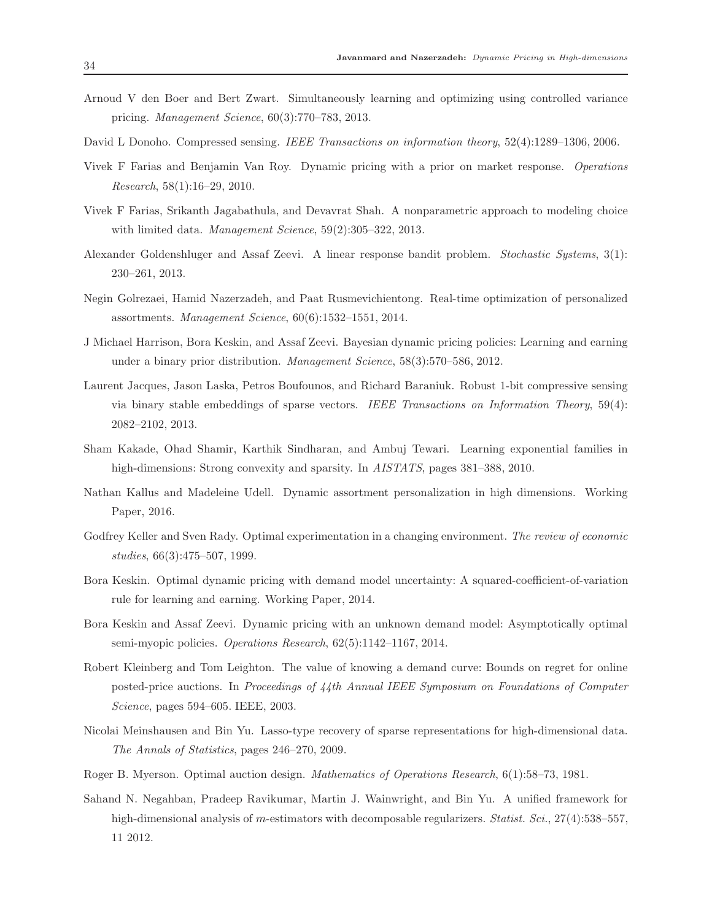Arnoud V den Boer and Bert Zwart. Simultaneously learning and optimizing using controlled variance pricing. *Management Science*, 60(3):770–783, 2013.

David L Donoho. Compressed sensing. *IEEE Transactions on information theory*, 52(4):1289–1306, 2006.

Vivek F Farias and Benjamin Van Roy. Dynamic pricing with a prior on market response. *Operations Research*, 58(1):16–29, 2010.

Vivek F Farias, Srikanth Jagabathula, and Devavrat Shah. A nonparametric approach to modeling choice with limited data. *Management Science*, 59(2):305–322, 2013.

Alexander Goldenshluger and Assaf Zeevi. A linear response bandit problem. *Stochastic Systems*, 3(1): 230–261, 2013.

Negin Golrezaei, Hamid Nazerzadeh, and Paat Rusmevichientong. Real-time optimization of personalized assortments. *Management Science*, 60(6):1532–1551, 2014.

J Michael Harrison, Bora Keskin, and Assaf Zeevi. Bayesian dynamic pricing policies: Learning and earning under a binary prior distribution. *Management Science*, 58(3):570–586, 2012.

Laurent Jacques, Jason Laska, Petros Boufounos, and Richard Baraniuk. Robust 1-bit compressive sensing via binary stable embeddings of sparse vectors. *IEEE Transactions on Information Theory*, 59(4): 2082–2102, 2013.

Sham Kakade, Ohad Shamir, Karthik Sindharan, and Ambuj Tewari. Learning exponential families in high-dimensions: Strong convexity and sparsity. In *AISTATS*, pages 381–388, 2010.

Nathan Kallus and Madeleine Udell. Dynamic assortment personalization in high dimensions. Working Paper, 2016.

Godfrey Keller and Sven Rady. Optimal experimentation in a changing environment. *The review of economic studies*, 66(3):475–507, 1999.

Bora Keskin. Optimal dynamic pricing with demand model uncertainty: A squared-coefficient-of-variation rule for learning and earning. Working Paper, 2014.

Bora Keskin and Assaf Zeevi. Dynamic pricing with an unknown demand model: Asymptotically optimal semi-myopic policies. *Operations Research*, 62(5):1142–1167, 2014.

Robert Kleinberg and Tom Leighton. The value of knowing a demand curve: Bounds on regret for online posted-price auctions. In *Proceedings of 44th Annual IEEE Symposium on Foundations of Computer Science*, pages 594–605. IEEE, 2003.

Nicolai Meinshausen and Bin Yu. Lasso-type recovery of sparse representations for high-dimensional data. *The Annals of Statistics*, pages 246–270, 2009.

Roger B. Myerson. Optimal auction design. *Mathematics of Operations Research*, 6(1):58–73, 1981.

Sahand N. Negahban, Pradeep Ravikumar, Martin J. Wainwright, and Bin Yu. A unified framework for high-dimensional analysis of $m$-estimators with decomposable regularizers. *Statist. Sci.*, 27(4):538–557, 11 2012.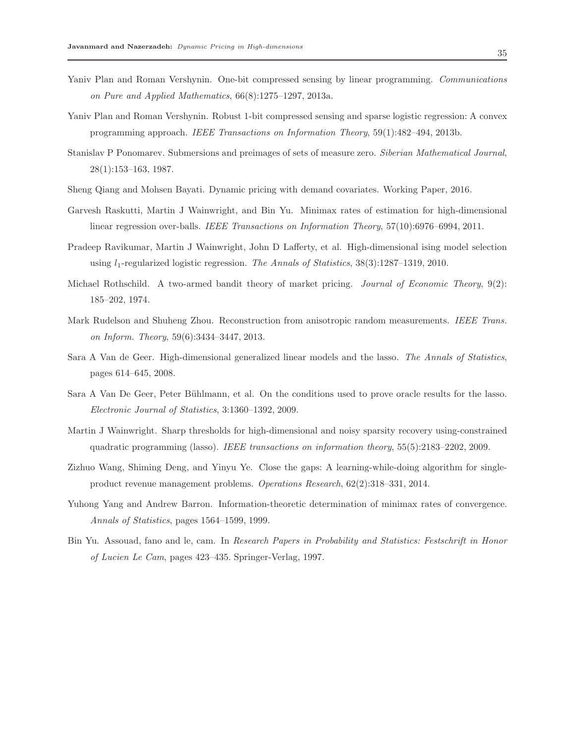Yaniv Plan and Roman Vershynin. One-bit compressed sensing by linear programming. *Communications on Pure and Applied Mathematics*, 66(8):1275–1297, 2013a.

Yaniv Plan and Roman Vershynin. Robust 1-bit compressed sensing and sparse logistic regression: A convex programming approach. *IEEE Transactions on Information Theory*, 59(1):482–494, 2013b.

Stanislav P Ponomarev. Submersions and preimages of sets of measure zero. *Siberian Mathematical Journal*, 28(1):153–163, 1987.

Sheng Qiang and Mohsen Bayati. Dynamic pricing with demand covariates. Working Paper, 2016.

Garvesh Raskutti, Martin J Wainwright, and Bin Yu. Minimax rates of estimation for high-dimensional linear regression over-balls. *IEEE Transactions on Information Theory*, 57(10):6976–6994, 2011.

Pradeep Ravikumar, Martin J Wainwright, John D Lafferty, et al. High-dimensional ising model selection using $l_1$-regularized logistic regression. *The Annals of Statistics*, 38(3):1287–1319, 2010.

Michael Rothschild. A two-armed bandit theory of market pricing. *Journal of Economic Theory*, 9(2): 185–202, 1974.

Mark Rudelson and Shuheng Zhou. Reconstruction from anisotropic random measurements. *IEEE Trans. on Inform. Theory*, 59(6):3434–3447, 2013.

Sara A Van de Geer. High-dimensional generalized linear models and the lasso. *The Annals of Statistics*, pages 614–645, 2008.

Sara A Van De Geer, Peter Bühlmann, et al. On the conditions used to prove oracle results for the lasso. *Electronic Journal of Statistics*, 3:1360–1392, 2009.

Martin J Wainwright. Sharp thresholds for high-dimensional and noisy sparsity recovery using-constrained quadratic programming (lasso). *IEEE transactions on information theory*, 55(5):2183–2202, 2009.

Zizhuo Wang, Shiming Deng, and Yinyu Ye. Close the gaps: A learning-while-doing algorithm for single-product revenue management problems. *Operations Research*, 62(2):318–331, 2014.

Yuhong Yang and Andrew Barron. Information-theoretic determination of minimax rates of convergence. *Annals of Statistics*, pages 1564–1599, 1999.

Bin Yu. Assouad, fano and le, cam. In *Research Papers in Probability and Statistics: Festschrift in Honor of Lucien Le Cam*, pages 423–435. Springer-Verlag, 1997.